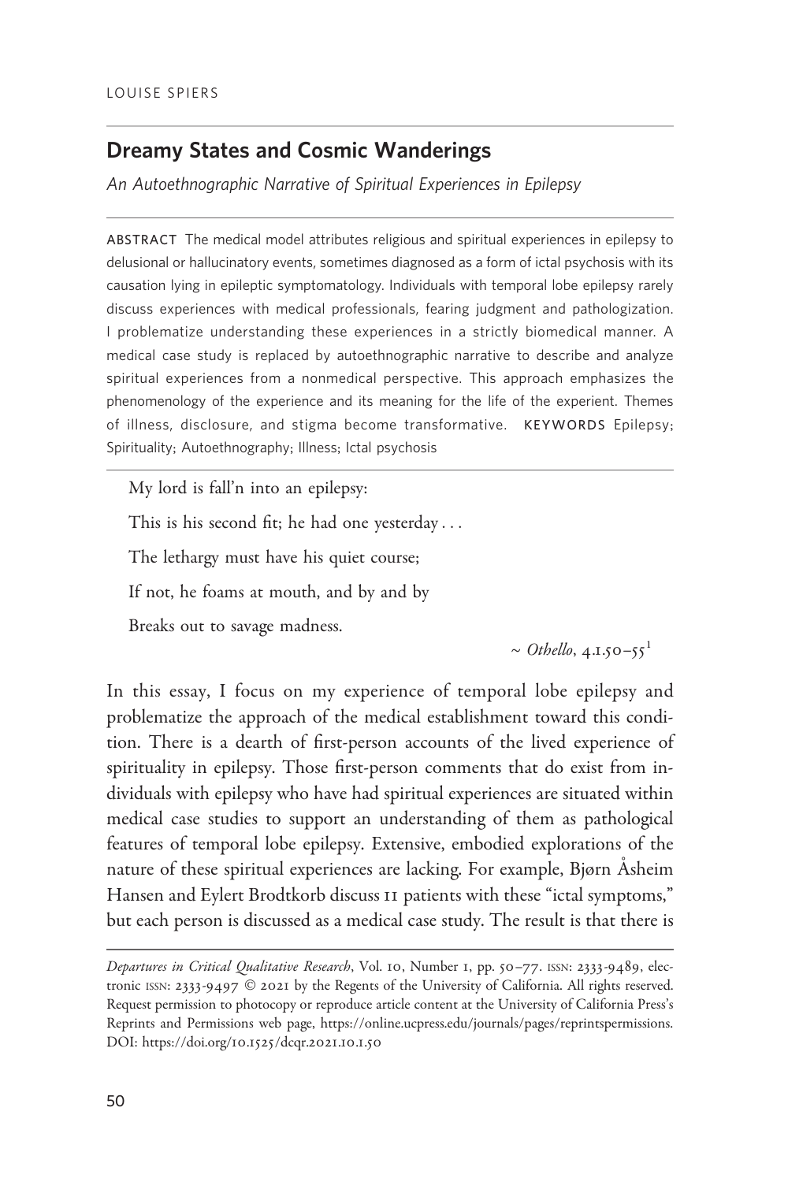LOUISE SPIERS

## Dreamy States and Cosmic Wanderings

*An Autoethnographic Narrative of Spiritual Experiences in Epilepsy*

ABSTRACT The medical model attributes religious and spiritual experiences in epilepsy to delusional or hallucinatory events, sometimes diagnosed as a form of ictal psychosis with its causation lying in epileptic symptomatology. Individuals with temporal lobe epilepsy rarely discuss experiences with medical professionals, fearing judgment and pathologization. I problematize understanding these experiences in a strictly biomedical manner. A medical case study is replaced by autoethnographic narrative to describe and analyze spiritual experiences from a nonmedical perspective. This approach emphasizes the phenomenology of the experience and its meaning for the life of the experient. Themes of illness, disclosure, and stigma become transformative. KEYWORDS Epilepsy; Spirituality; Autoethnography; Illness; Ictal psychosis

> My lord is fall'n into an epilepsy:
>
> This is his second fit; he had one yesterday . . .
>
> The lethargy must have his quiet course;
>
> If not, he foams at mouth, and by and by
>
> Breaks out to savage madness.
>
> ~ *Othello*, 4.1.50–55[1]

In this essay, I focus on my experience of temporal lobe epilepsy and problematize the approach of the medical establishment toward this condition. There is a dearth of first-person accounts of the lived experience of spirituality in epilepsy. Those first-person comments that do exist from individuals with epilepsy who have had spiritual experiences are situated within medical case studies to support an understanding of them as pathological features of temporal lobe epilepsy. Extensive, embodied explorations of the nature of these spiritual experiences are lacking. For example, Bjørn Åsheim Hansen and Eylert Brodtkorb discuss 11 patients with these "ictal symptoms," but each person is discussed as a medical case study. The result is that there is

*Departures in Critical Qualitative Research*, Vol. 10, Number 1, pp. 50–77. ISSN: 2333-9489, electronic ISSN: 2333-9497 © 2021 by the Regents of the University of California. All rights reserved. Request permission to photocopy or reproduce article content at the University of California Press's Reprints and Permissions web page, https://online.ucpress.edu/journals/pages/reprintspermissions. DOI: https://doi.org/10.1525/dcqr.2021.10.1.50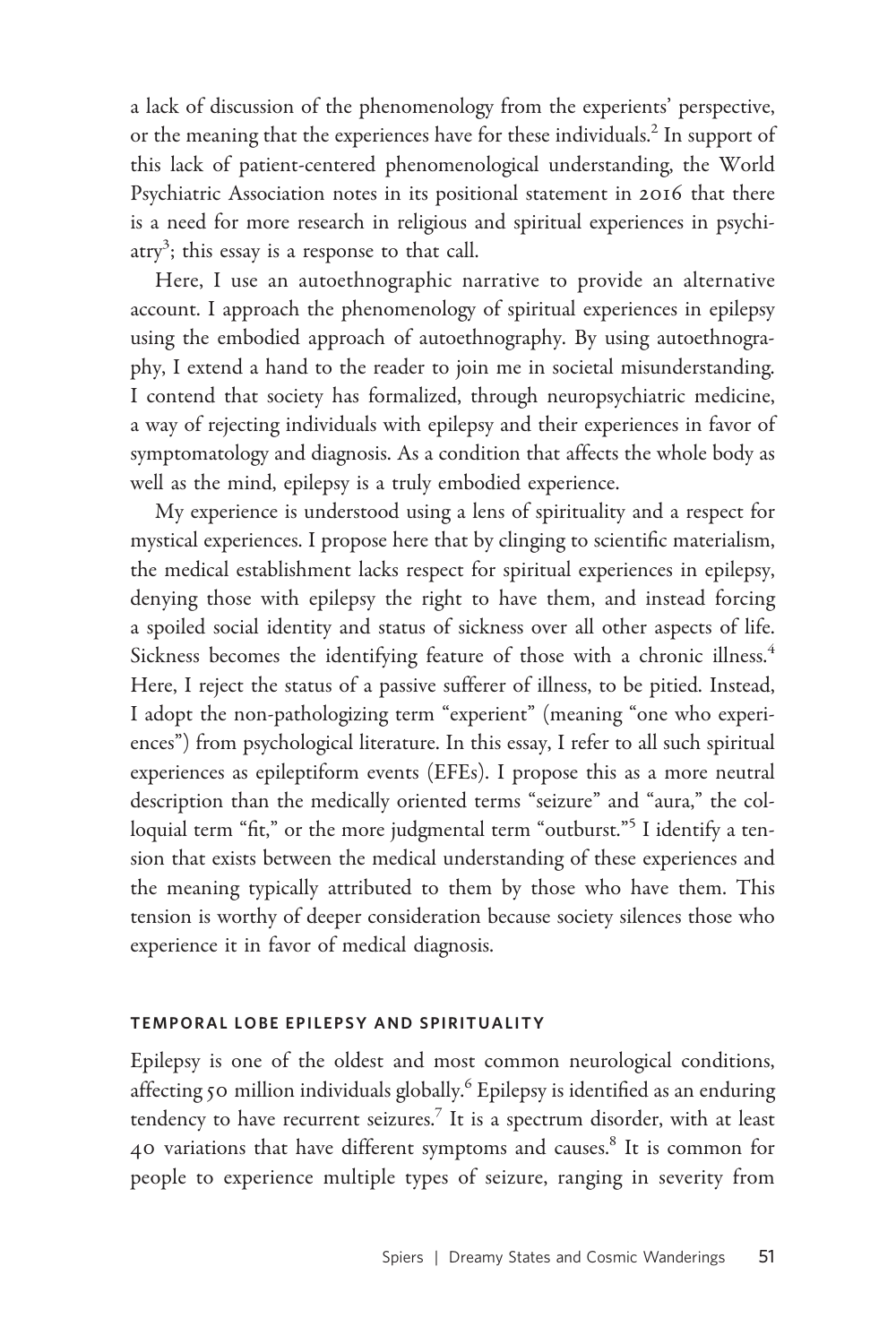a lack of discussion of the phenomenology from the experients' perspective, or the meaning that the experiences have for these individuals.[2] In support of this lack of patient-centered phenomenological understanding, the World Psychiatric Association notes in its positional statement in 2016 that there is a need for more research in religious and spiritual experiences in psychiatry[3]; this essay is a response to that call.

Here, I use an autoethnographic narrative to provide an alternative account. I approach the phenomenology of spiritual experiences in epilepsy using the embodied approach of autoethnography. By using autoethnography, I extend a hand to the reader to join me in societal misunderstanding. I contend that society has formalized, through neuropsychiatric medicine, a way of rejecting individuals with epilepsy and their experiences in favor of symptomatology and diagnosis. As a condition that affects the whole body as well as the mind, epilepsy is a truly embodied experience.

My experience is understood using a lens of spirituality and a respect for mystical experiences. I propose here that by clinging to scientific materialism, the medical establishment lacks respect for spiritual experiences in epilepsy, denying those with epilepsy the right to have them, and instead forcing a spoiled social identity and status of sickness over all other aspects of life. Sickness becomes the identifying feature of those with a chronic illness.[4] Here, I reject the status of a passive sufferer of illness, to be pitied. Instead, I adopt the non-pathologizing term "experient" (meaning "one who experiences") from psychological literature. In this essay, I refer to all such spiritual experiences as epileptiform events (EFEs). I propose this as a more neutral description than the medically oriented terms "seizure" and "aura," the colloquial term "fit," or the more judgmental term "outburst."[5] I identify a tension that exists between the medical understanding of these experiences and the meaning typically attributed to them by those who have them. This tension is worthy of deeper consideration because society silences those who experience it in favor of medical diagnosis.

## TEMPORAL LOBE EPILEPSY AND SPIRITUALITY

Epilepsy is one of the oldest and most common neurological conditions, affecting 50 million individuals globally.[6] Epilepsy is identified as an enduring tendency to have recurrent seizures.[7] It is a spectrum disorder, with at least 40 variations that have different symptoms and causes.[8] It is common for people to experience multiple types of seizure, ranging in severity from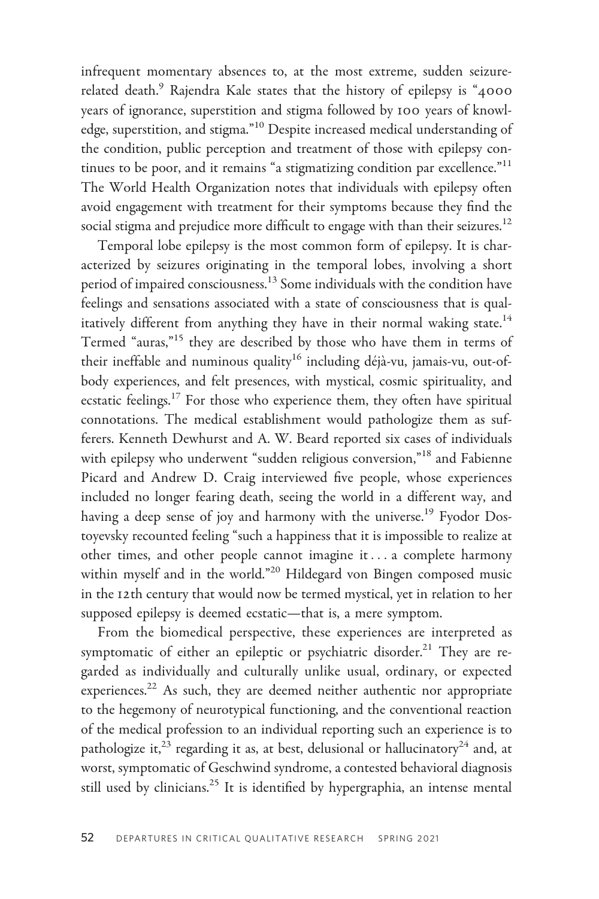infrequent momentary absences to, at the most extreme, sudden seizure-related death.[9] Rajendra Kale states that the history of epilepsy is "4000 years of ignorance, superstition and stigma followed by 100 years of knowledge, superstition, and stigma."[10] Despite increased medical understanding of the condition, public perception and treatment of those with epilepsy continues to be poor, and it remains "a stigmatizing condition par excellence."[11] The World Health Organization notes that individuals with epilepsy often avoid engagement with treatment for their symptoms because they find the social stigma and prejudice more difficult to engage with than their seizures.[12]

Temporal lobe epilepsy is the most common form of epilepsy. It is characterized by seizures originating in the temporal lobes, involving a short period of impaired consciousness.[13] Some individuals with the condition have feelings and sensations associated with a state of consciousness that is qualitatively different from anything they have in their normal waking state.[14] Termed "auras,"[15] they are described by those who have them in terms of their ineffable and numinous quality[16] including déjà-vu, jamais-vu, out-of-body experiences, and felt presences, with mystical, cosmic spirituality, and ecstatic feelings.[17] For those who experience them, they often have spiritual connotations. The medical establishment would pathologize them as sufferers. Kenneth Dewhurst and A. W. Beard reported six cases of individuals with epilepsy who underwent "sudden religious conversion,"[18] and Fabienne Picard and Andrew D. Craig interviewed five people, whose experiences included no longer fearing death, seeing the world in a different way, and having a deep sense of joy and harmony with the universe.[19] Fyodor Dostoyevsky recounted feeling "such a happiness that it is impossible to realize at other times, and other people cannot imagine it . . . a complete harmony within myself and in the world."[20] Hildegard von Bingen composed music in the 12th century that would now be termed mystical, yet in relation to her supposed epilepsy is deemed ecstatic—that is, a mere symptom.

From the biomedical perspective, these experiences are interpreted as symptomatic of either an epileptic or psychiatric disorder.[21] They are regarded as individually and culturally unlike usual, ordinary, or expected experiences.[22] As such, they are deemed neither authentic nor appropriate to the hegemony of neurotypical functioning, and the conventional reaction of the medical profession to an individual reporting such an experience is to pathologize it,[23] regarding it as, at best, delusional or hallucinatory[24] and, at worst, symptomatic of Geschwind syndrome, a contested behavioral diagnosis still used by clinicians.[25] It is identified by hypergraphia, an intense mental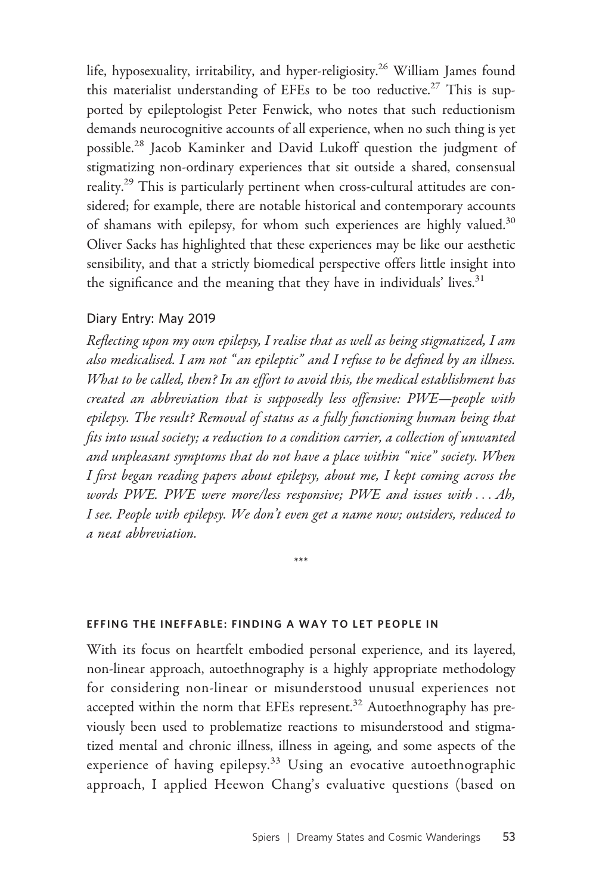life, hyposexuality, irritability, and hyper-religiosity.[26] William James found this materialist understanding of EFEs to be too reductive.[27] This is supported by epileptologist Peter Fenwick, who notes that such reductionism demands neurocognitive accounts of all experience, when no such thing is yet possible.[28] Jacob Kaminker and David Lukoff question the judgment of stigmatizing non-ordinary experiences that sit outside a shared, consensual reality.[29] This is particularly pertinent when cross-cultural attitudes are considered; for example, there are notable historical and contemporary accounts of shamans with epilepsy, for whom such experiences are highly valued.[30] Oliver Sacks has highlighted that these experiences may be like our aesthetic sensibility, and that a strictly biomedical perspective offers little insight into the significance and the meaning that they have in individuals' lives.[31]

### Diary Entry: May 2019

*Reflecting upon my own epilepsy, I realise that as well as being stigmatized, I am also medicalised. I am not "an epileptic" and I refuse to be defined by an illness. What to be called, then? In an effort to avoid this, the medical establishment has created an abbreviation that is supposedly less offensive: PWE—people with epilepsy. The result? Removal of status as a fully functioning human being that fits into usual society; a reduction to a condition carrier, a collection of unwanted and unpleasant symptoms that do not have a place within "nice" society. When I first began reading papers about epilepsy, about me, I kept coming across the words PWE. PWE were more/less responsive; PWE and issues with . . . Ah, I see. People with epilepsy. We don't even get a name now; outsiders, reduced to a neat abbreviation.*

\*\*\*

## EFFING THE INEFFABLE: FINDING A WAY TO LET PEOPLE IN

With its focus on heartfelt embodied personal experience, and its layered, non-linear approach, autoethnography is a highly appropriate methodology for considering non-linear or misunderstood unusual experiences not accepted within the norm that EFEs represent.[32] Autoethnography has previously been used to problematize reactions to misunderstood and stigmatized mental and chronic illness, illness in ageing, and some aspects of the experience of having epilepsy.[33] Using an evocative autoethnographic approach, I applied Heewon Chang's evaluative questions (based on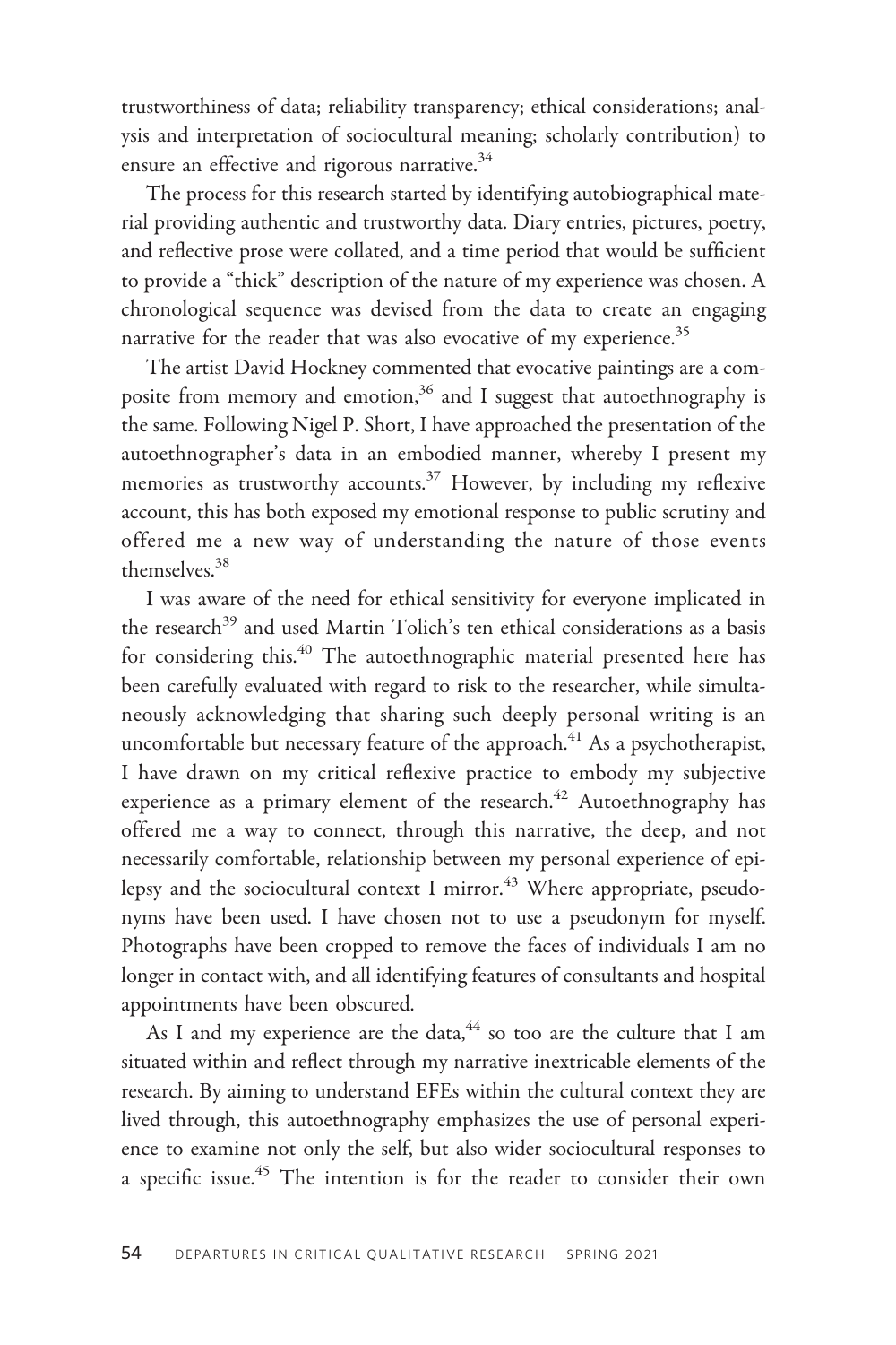trustworthiness of data; reliability transparency; ethical considerations; analysis and interpretation of sociocultural meaning; scholarly contribution) to ensure an effective and rigorous narrative.[34]

The process for this research started by identifying autobiographical material providing authentic and trustworthy data. Diary entries, pictures, poetry, and reflective prose were collated, and a time period that would be sufficient to provide a "thick" description of the nature of my experience was chosen. A chronological sequence was devised from the data to create an engaging narrative for the reader that was also evocative of my experience.[35]

The artist David Hockney commented that evocative paintings are a composite from memory and emotion,[36] and I suggest that autoethnography is the same. Following Nigel P. Short, I have approached the presentation of the autoethnographer's data in an embodied manner, whereby I present my memories as trustworthy accounts.[37] However, by including my reflexive account, this has both exposed my emotional response to public scrutiny and offered me a new way of understanding the nature of those events themselves.[38]

I was aware of the need for ethical sensitivity for everyone implicated in the research[39] and used Martin Tolich's ten ethical considerations as a basis for considering this.[40] The autoethnographic material presented here has been carefully evaluated with regard to risk to the researcher, while simultaneously acknowledging that sharing such deeply personal writing is an uncomfortable but necessary feature of the approach.[41] As a psychotherapist, I have drawn on my critical reflexive practice to embody my subjective experience as a primary element of the research.[42] Autoethnography has offered me a way to connect, through this narrative, the deep, and not necessarily comfortable, relationship between my personal experience of epilepsy and the sociocultural context I mirror.[43] Where appropriate, pseudonyms have been used. I have chosen not to use a pseudonym for myself. Photographs have been cropped to remove the faces of individuals I am no longer in contact with, and all identifying features of consultants and hospital appointments have been obscured.

As I and my experience are the data,[44] so too are the culture that I am situated within and reflect through my narrative inextricable elements of the research. By aiming to understand EFEs within the cultural context they are lived through, this autoethnography emphasizes the use of personal experience to examine not only the self, but also wider sociocultural responses to a specific issue.[45] The intention is for the reader to consider their own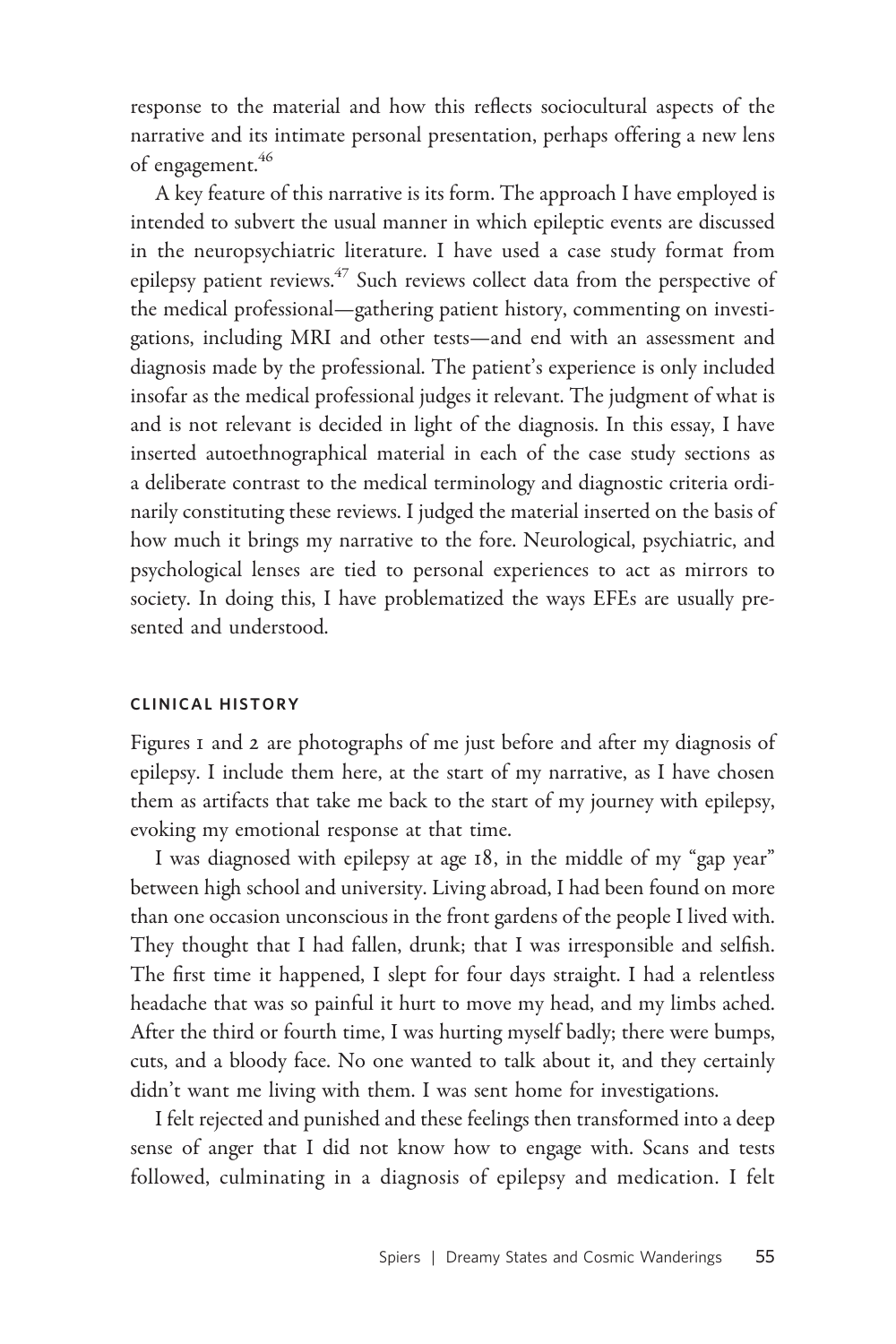response to the material and how this reflects sociocultural aspects of the narrative and its intimate personal presentation, perhaps offering a new lens of engagement.[46]

A key feature of this narrative is its form. The approach I have employed is intended to subvert the usual manner in which epileptic events are discussed in the neuropsychiatric literature. I have used a case study format from epilepsy patient reviews.[47] Such reviews collect data from the perspective of the medical professional—gathering patient history, commenting on investigations, including MRI and other tests—and end with an assessment and diagnosis made by the professional. The patient's experience is only included insofar as the medical professional judges it relevant. The judgment of what is and is not relevant is decided in light of the diagnosis. In this essay, I have inserted autoethnographical material in each of the case study sections as a deliberate contrast to the medical terminology and diagnostic criteria ordinarily constituting these reviews. I judged the material inserted on the basis of how much it brings my narrative to the fore. Neurological, psychiatric, and psychological lenses are tied to personal experiences to act as mirrors to society. In doing this, I have problematized the ways EFEs are usually presented and understood.

## CLINICAL HISTORY

Figures 1 and 2 are photographs of me just before and after my diagnosis of epilepsy. I include them here, at the start of my narrative, as I have chosen them as artifacts that take me back to the start of my journey with epilepsy, evoking my emotional response at that time.

I was diagnosed with epilepsy at age 18, in the middle of my "gap year" between high school and university. Living abroad, I had been found on more than one occasion unconscious in the front gardens of the people I lived with. They thought that I had fallen, drunk; that I was irresponsible and selfish. The first time it happened, I slept for four days straight. I had a relentless headache that was so painful it hurt to move my head, and my limbs ached. After the third or fourth time, I was hurting myself badly; there were bumps, cuts, and a bloody face. No one wanted to talk about it, and they certainly didn't want me living with them. I was sent home for investigations.

I felt rejected and punished and these feelings then transformed into a deep sense of anger that I did not know how to engage with. Scans and tests followed, culminating in a diagnosis of epilepsy and medication. I felt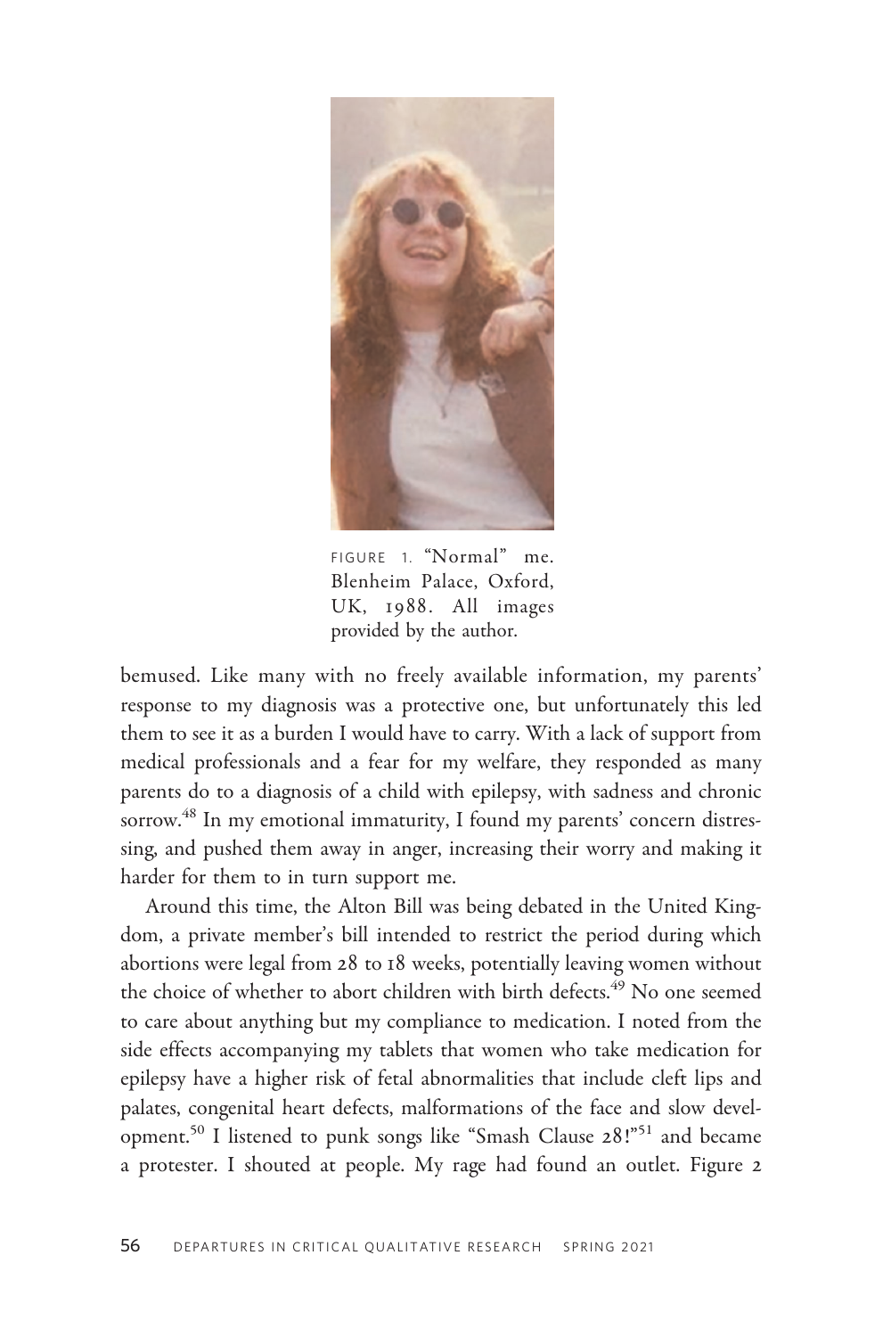FIGURE 1. "Normal" me. Blenheim Palace, Oxford, UK, 1988. All images provided by the author.

bemused. Like many with no freely available information, my parents' response to my diagnosis was a protective one, but unfortunately this led them to see it as a burden I would have to carry. With a lack of support from medical professionals and a fear for my welfare, they responded as many parents do to a diagnosis of a child with epilepsy, with sadness and chronic sorrow.[48] In my emotional immaturity, I found my parents' concern distressing, and pushed them away in anger, increasing their worry and making it harder for them to in turn support me.

Around this time, the Alton Bill was being debated in the United Kingdom, a private member's bill intended to restrict the period during which abortions were legal from 28 to 18 weeks, potentially leaving women without the choice of whether to abort children with birth defects.[49] No one seemed to care about anything but my compliance to medication. I noted from the side effects accompanying my tablets that women who take medication for epilepsy have a higher risk of fetal abnormalities that include cleft lips and palates, congenital heart defects, malformations of the face and slow development.[50] I listened to punk songs like "Smash Clause 28!"[51] and became a protester. I shouted at people. My rage had found an outlet. Figure 2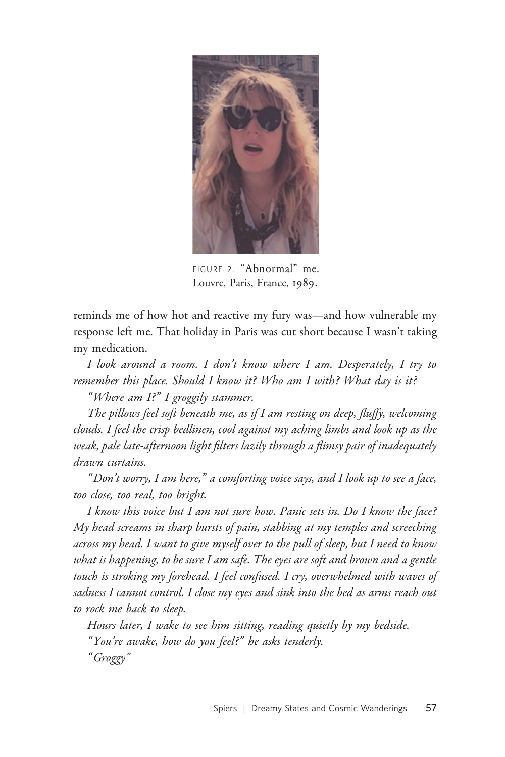FIGURE 2. "Abnormal" me.
Louvre, Paris, France, 1989.

reminds me of how hot and reactive my fury was—and how vulnerable my response left me. That holiday in Paris was cut short because I wasn't taking my medication.

*I look around a room. I don't know where I am. Desperately, I try to remember this place. Should I know it? Who am I with? What day is it?*

*"Where am I?" I groggily stammer.*

*The pillows feel soft beneath me, as if I am resting on deep, fluffy, welcoming clouds. I feel the crisp bedlinen, cool against my aching limbs and look up as the weak, pale late-afternoon light filters lazily through a flimsy pair of inadequately drawn curtains.*

*"Don't worry, I am here," a comforting voice says, and I look up to see a face, too close, too real, too bright.*

*I know this voice but I am not sure how. Panic sets in. Do I know the face? My head screams in sharp bursts of pain, stabbing at my temples and screeching across my head. I want to give myself over to the pull of sleep, but I need to know what is happening, to be sure I am safe. The eyes are soft and brown and a gentle touch is stroking my forehead. I feel confused. I cry, overwhelmed with waves of sadness I cannot control. I close my eyes and sink into the bed as arms reach out to rock me back to sleep.*

*Hours later, I wake to see him sitting, reading quietly by my bedside.*

*"You're awake, how do you feel?" he asks tenderly.*

*"Groggy"*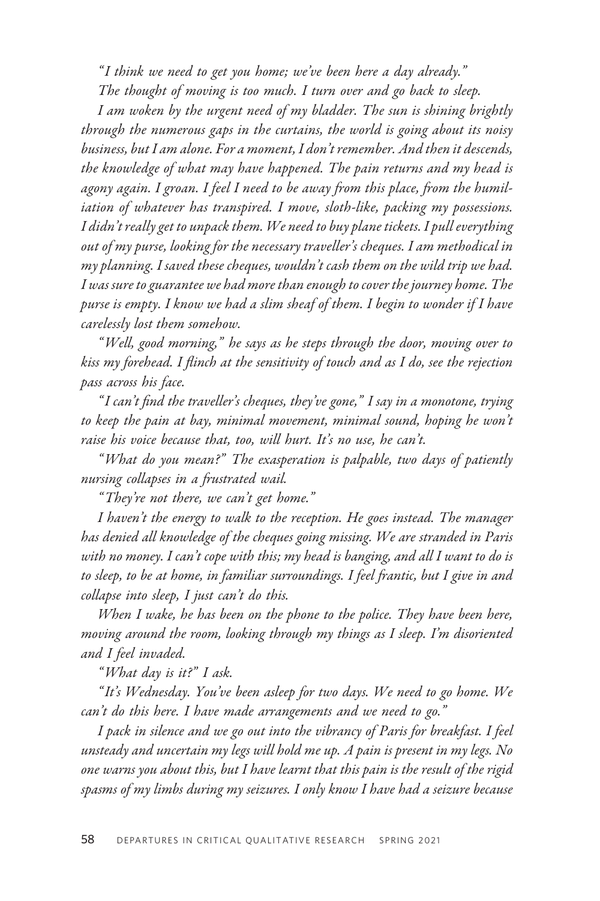*"I think we need to get you home; we've been here a day already."*

*The thought of moving is too much. I turn over and go back to sleep.*

*I am woken by the urgent need of my bladder. The sun is shining brightly through the numerous gaps in the curtains, the world is going about its noisy business, but I am alone. For a moment, I don't remember. And then it descends, the knowledge of what may have happened. The pain returns and my head is agony again. I groan. I feel I need to be away from this place, from the humiliation of whatever has transpired. I move, sloth-like, packing my possessions. I didn't really get to unpack them. We need to buy plane tickets. I pull everything out of my purse, looking for the necessary traveller's cheques. I am methodical in my planning. I saved these cheques, wouldn't cash them on the wild trip we had. I was sure to guarantee we had more than enough to cover the journey home. The purse is empty. I know we had a slim sheaf of them. I begin to wonder if I have carelessly lost them somehow.*

*"Well, good morning," he says as he steps through the door, moving over to kiss my forehead. I flinch at the sensitivity of touch and as I do, see the rejection pass across his face.*

*"I can't find the traveller's cheques, they've gone," I say in a monotone, trying to keep the pain at bay, minimal movement, minimal sound, hoping he won't raise his voice because that, too, will hurt. It's no use, he can't.*

*"What do you mean?" The exasperation is palpable, two days of patiently nursing collapses in a frustrated wail.*

*"They're not there, we can't get home."*

*I haven't the energy to walk to the reception. He goes instead. The manager has denied all knowledge of the cheques going missing. We are stranded in Paris with no money. I can't cope with this; my head is banging, and all I want to do is to sleep, to be at home, in familiar surroundings. I feel frantic, but I give in and collapse into sleep, I just can't do this.*

*When I wake, he has been on the phone to the police. They have been here, moving around the room, looking through my things as I sleep. I'm disoriented and I feel invaded.*

*"What day is it?" I ask.*

*"It's Wednesday. You've been asleep for two days. We need to go home. We can't do this here. I have made arrangements and we need to go."*

*I pack in silence and we go out into the vibrancy of Paris for breakfast. I feel unsteady and uncertain my legs will hold me up. A pain is present in my legs. No one warns you about this, but I have learnt that this pain is the result of the rigid spasms of my limbs during my seizures. I only know I have had a seizure because*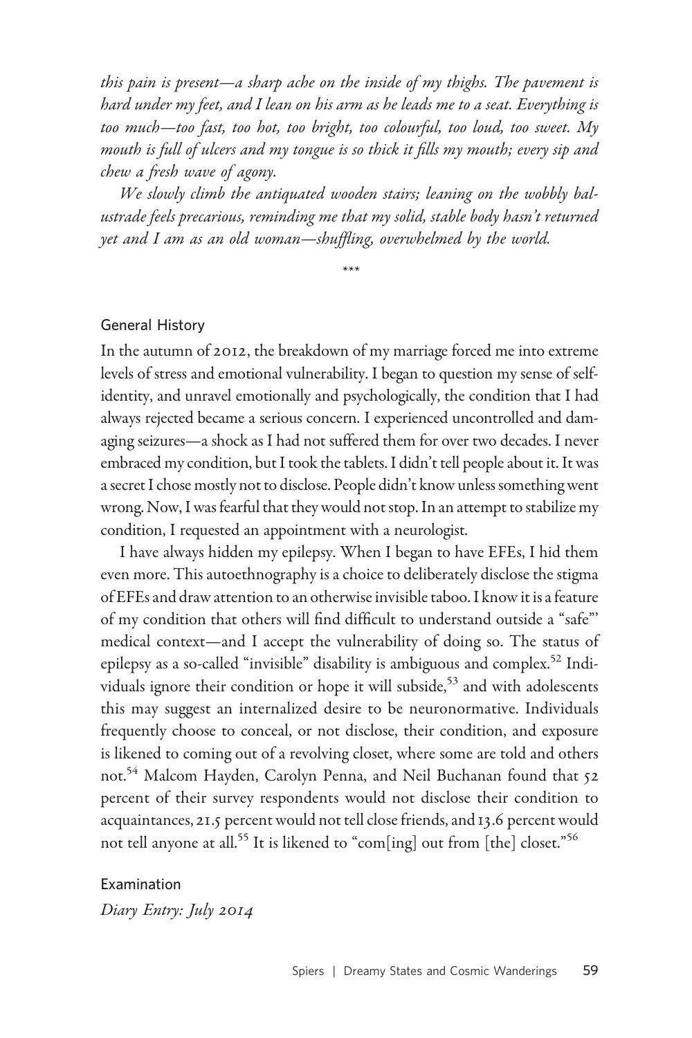*this pain is present—a sharp ache on the inside of my thighs. The pavement is hard under my feet, and I lean on his arm as he leads me to a seat. Everything is too much—too fast, too hot, too bright, too colourful, too loud, too sweet. My mouth is full of ulcers and my tongue is so thick it fills my mouth; every sip and chew a fresh wave of agony.*

*We slowly climb the antiquated wooden stairs; leaning on the wobbly balustrade feels precarious, reminding me that my solid, stable body hasn't returned yet and I am as an old woman—shuffling, overwhelmed by the world.*

\*\*\*

### General History

In the autumn of 2012, the breakdown of my marriage forced me into extreme levels of stress and emotional vulnerability. I began to question my sense of self-identity, and unravel emotionally and psychologically, the condition that I had always rejected became a serious concern. I experienced uncontrolled and damaging seizures—a shock as I had not suffered them for over two decades. I never embraced my condition, but I took the tablets. I didn't tell people about it. It was a secret I chose mostly not to disclose. People didn't know unless something went wrong. Now, I was fearful that they would not stop. In an attempt to stabilize my condition, I requested an appointment with a neurologist.

I have always hidden my epilepsy. When I began to have EFEs, I hid them even more. This autoethnography is a choice to deliberately disclose the stigma of EFEs and draw attention to an otherwise invisible taboo. I know it is a feature of my condition that others will find difficult to understand outside a "safe"' medical context—and I accept the vulnerability of doing so. The status of epilepsy as a so-called "invisible" disability is ambiguous and complex.[52] Individuals ignore their condition or hope it will subside,[53] and with adolescents this may suggest an internalized desire to be neuronormative. Individuals frequently choose to conceal, or not disclose, their condition, and exposure is likened to coming out of a revolving closet, where some are told and others not.[54] Malcom Hayden, Carolyn Penna, and Neil Buchanan found that 52 percent of their survey respondents would not disclose their condition to acquaintances, 21.5 percent would not tell close friends, and 13.6 percent would not tell anyone at all.[55] It is likened to "com[ing] out from [the] closet."[56]

### Examination

*Diary Entry: July 2014*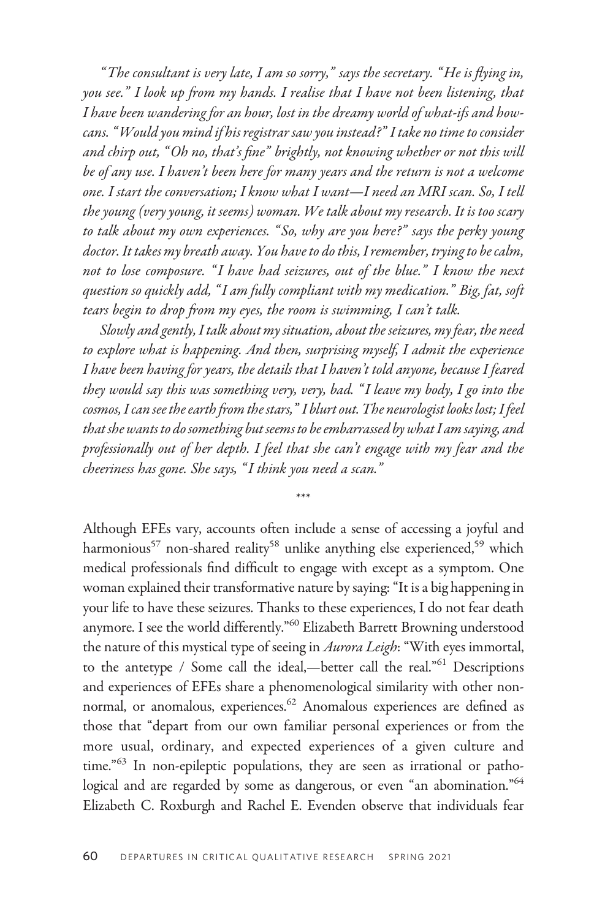*"The consultant is very late, I am so sorry," says the secretary. "He is flying in, you see." I look up from my hands. I realise that I have not been listening, that I have been wandering for an hour, lost in the dreamy world of what-ifs and how-cans. "Would you mind if his registrar saw you instead?" I take no time to consider and chirp out, "Oh no, that's fine" brightly, not knowing whether or not this will be of any use. I haven't been here for many years and the return is not a welcome one. I start the conversation; I know what I want—I need an MRI scan. So, I tell the young (very young, it seems) woman. We talk about my research. It is too scary to talk about my own experiences. "So, why are you here?" says the perky young doctor. It takes my breath away. You have to do this, I remember, trying to be calm, not to lose composure. "I have had seizures, out of the blue." I know the next question so quickly add, "I am fully compliant with my medication." Big, fat, soft tears begin to drop from my eyes, the room is swimming, I can't talk.*

*Slowly and gently, I talk about my situation, about the seizures, my fear, the need to explore what is happening. And then, surprising myself, I admit the experience I have been having for years, the details that I haven't told anyone, because I feared they would say this was something very, very, bad. "I leave my body, I go into the cosmos, I can see the earth from the stars," I blurt out. The neurologist looks lost; I feel that she wants to do something but seems to be embarrassed by what I am saying, and professionally out of her depth. I feel that she can't engage with my fear and the cheeriness has gone. She says, "I think you need a scan."*

***

Although EFEs vary, accounts often include a sense of accessing a joyful and harmonious[57] non-shared reality[58] unlike anything else experienced,[59] which medical professionals find difficult to engage with except as a symptom. One woman explained their transformative nature by saying: "It is a big happening in your life to have these seizures. Thanks to these experiences, I do not fear death anymore. I see the world differently."[60] Elizabeth Barrett Browning understood the nature of this mystical type of seeing in *Aurora Leigh*: "With eyes immortal, to the antetype / Some call the ideal,—better call the real."[61] Descriptions and experiences of EFEs share a phenomenological similarity with other non-normal, or anomalous, experiences.[62] Anomalous experiences are defined as those that "depart from our own familiar personal experiences or from the more usual, ordinary, and expected experiences of a given culture and time."[63] In non-epileptic populations, they are seen as irrational or pathological and are regarded by some as dangerous, or even "an abomination."[64] Elizabeth C. Roxburgh and Rachel E. Evenden observe that individuals fear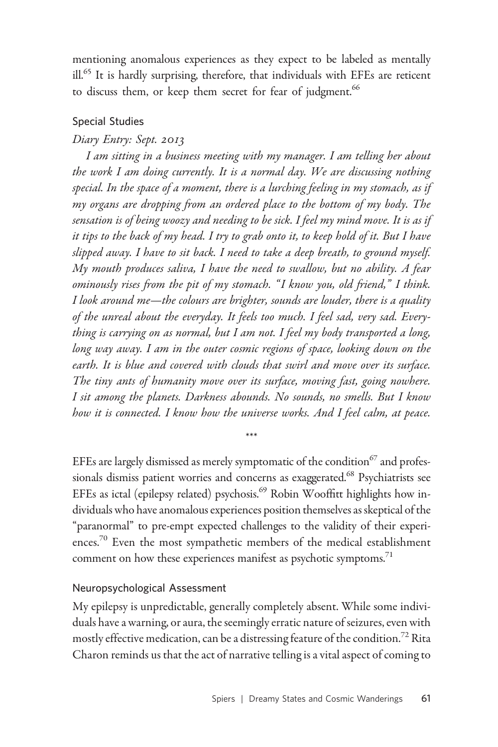mentioning anomalous experiences as they expect to be labeled as mentally ill.[65] It is hardly surprising, therefore, that individuals with EFEs are reticent to discuss them, or keep them secret for fear of judgment.[66]

### Special Studies

*Diary Entry: Sept. 2013*

*I am sitting in a business meeting with my manager. I am telling her about the work I am doing currently. It is a normal day. We are discussing nothing special. In the space of a moment, there is a lurching feeling in my stomach, as if my organs are dropping from an ordered place to the bottom of my body. The sensation is of being woozy and needing to be sick. I feel my mind move. It is as if it tips to the back of my head. I try to grab onto it, to keep hold of it. But I have slipped away. I have to sit back. I need to take a deep breath, to ground myself. My mouth produces saliva, I have the need to swallow, but no ability. A fear ominously rises from the pit of my stomach. "I know you, old friend," I think. I look around me—the colours are brighter, sounds are louder, there is a quality of the unreal about the everyday. It feels too much. I feel sad, very sad. Everything is carrying on as normal, but I am not. I feel my body transported a long, long way away. I am in the outer cosmic regions of space, looking down on the earth. It is blue and covered with clouds that swirl and move over its surface. The tiny ants of humanity move over its surface, moving fast, going nowhere. I sit among the planets. Darkness abounds. No sounds, no smells. But I know how it is connected. I know how the universe works. And I feel calm, at peace.*

***

EFEs are largely dismissed as merely symptomatic of the condition[67] and professionals dismiss patient worries and concerns as exaggerated.[68] Psychiatrists see EFEs as ictal (epilepsy related) psychosis.[69] Robin Wooffitt highlights how individuals who have anomalous experiences position themselves as skeptical of the "paranormal" to pre-empt expected challenges to the validity of their experiences.[70] Even the most sympathetic members of the medical establishment comment on how these experiences manifest as psychotic symptoms.[71]

### Neuropsychological Assessment

My epilepsy is unpredictable, generally completely absent. While some individuals have a warning, or aura, the seemingly erratic nature of seizures, even with mostly effective medication, can be a distressing feature of the condition.[72] Rita Charon reminds us that the act of narrative telling is a vital aspect of coming to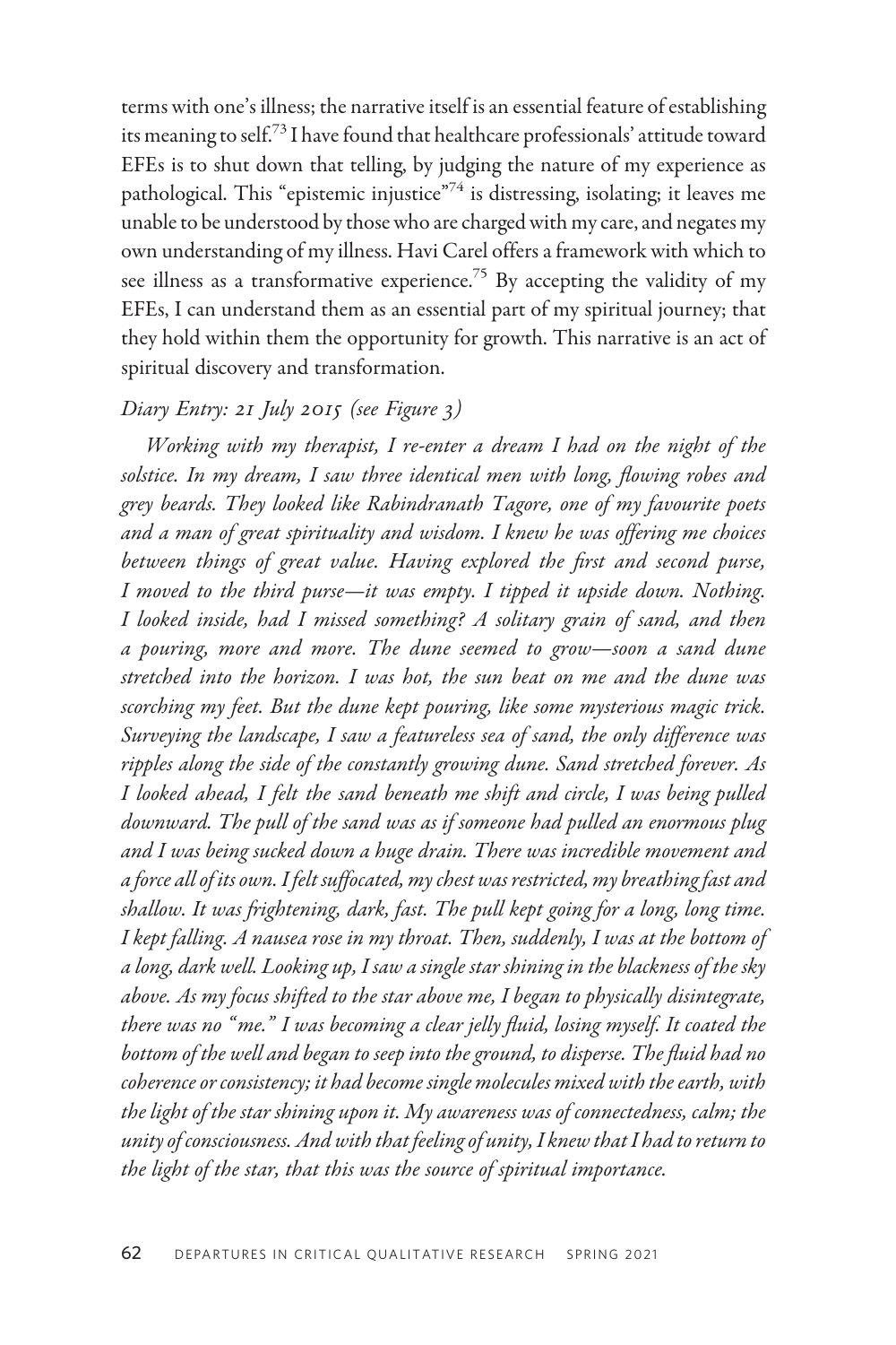terms with one's illness; the narrative itself is an essential feature of establishing its meaning to self.[73] I have found that healthcare professionals' attitude toward EFEs is to shut down that telling, by judging the nature of my experience as pathological. This "epistemic injustice"[74] is distressing, isolating; it leaves me unable to be understood by those who are charged with my care, and negates my own understanding of my illness. Havi Carel offers a framework with which to see illness as a transformative experience.[75] By accepting the validity of my EFEs, I can understand them as an essential part of my spiritual journey; that they hold within them the opportunity for growth. This narrative is an act of spiritual discovery and transformation.

*Diary Entry: 21 July 2015 (see Figure 3)*

*Working with my therapist, I re-enter a dream I had on the night of the solstice. In my dream, I saw three identical men with long, flowing robes and grey beards. They looked like Rabindranath Tagore, one of my favourite poets and a man of great spirituality and wisdom. I knew he was offering me choices between things of great value. Having explored the first and second purse, I moved to the third purse—it was empty. I tipped it upside down. Nothing. I looked inside, had I missed something? A solitary grain of sand, and then a pouring, more and more. The dune seemed to grow—soon a sand dune stretched into the horizon. I was hot, the sun beat on me and the dune was scorching my feet. But the dune kept pouring, like some mysterious magic trick. Surveying the landscape, I saw a featureless sea of sand, the only difference was ripples along the side of the constantly growing dune. Sand stretched forever. As I looked ahead, I felt the sand beneath me shift and circle, I was being pulled downward. The pull of the sand was as if someone had pulled an enormous plug and I was being sucked down a huge drain. There was incredible movement and a force all of its own. I felt suffocated, my chest was restricted, my breathing fast and shallow. It was frightening, dark, fast. The pull kept going for a long, long time. I kept falling. A nausea rose in my throat. Then, suddenly, I was at the bottom of a long, dark well. Looking up, I saw a single star shining in the blackness of the sky above. As my focus shifted to the star above me, I began to physically disintegrate, there was no "me." I was becoming a clear jelly fluid, losing myself. It coated the bottom of the well and began to seep into the ground, to disperse. The fluid had no coherence or consistency; it had become single molecules mixed with the earth, with the light of the star shining upon it. My awareness was of connectedness, calm; the unity of consciousness. And with that feeling of unity, I knew that I had to return to the light of the star, that this was the source of spiritual importance.*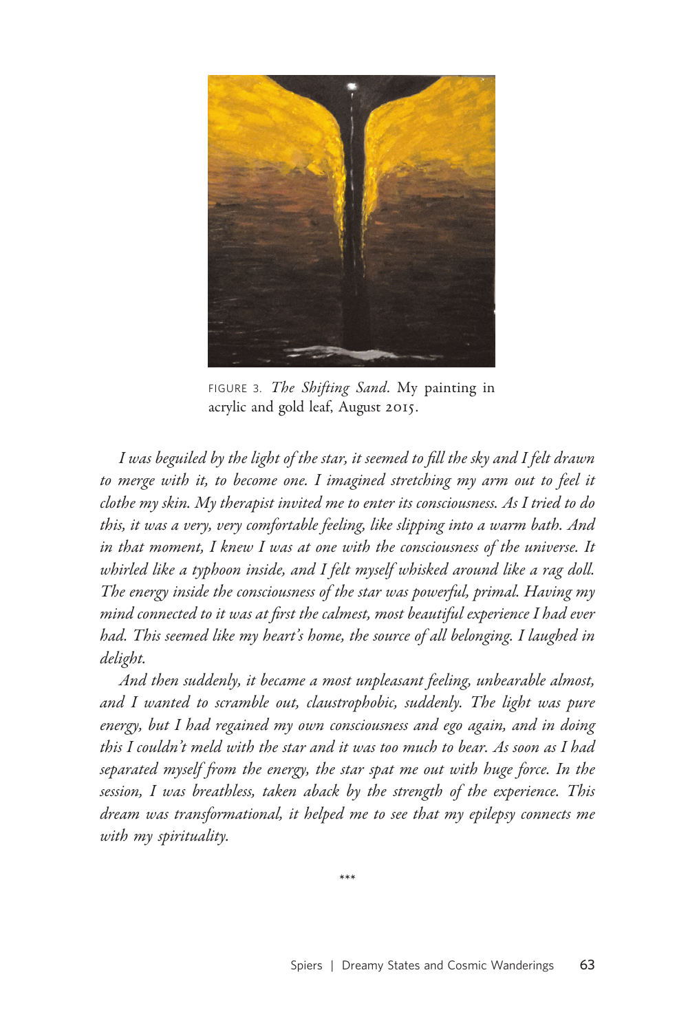FIGURE 3. *The Shifting Sand*. My painting in acrylic and gold leaf, August 2015.

*I was beguiled by the light of the star, it seemed to fill the sky and I felt drawn to merge with it, to become one. I imagined stretching my arm out to feel it clothe my skin. My therapist invited me to enter its consciousness. As I tried to do this, it was a very, very comfortable feeling, like slipping into a warm bath. And in that moment, I knew I was at one with the consciousness of the universe. It whirled like a typhoon inside, and I felt myself whisked around like a rag doll. The energy inside the consciousness of the star was powerful, primal. Having my mind connected to it was at first the calmest, most beautiful experience I had ever had. This seemed like my heart's home, the source of all belonging. I laughed in delight.*

*And then suddenly, it became a most unpleasant feeling, unbearable almost, and I wanted to scramble out, claustrophobic, suddenly. The light was pure energy, but I had regained my own consciousness and ego again, and in doing this I couldn't meld with the star and it was too much to bear. As soon as I had separated myself from the energy, the star spat me out with huge force. In the session, I was breathless, taken aback by the strength of the experience. This dream was transformational, it helped me to see that my epilepsy connects me with my spirituality.*

\*\*\*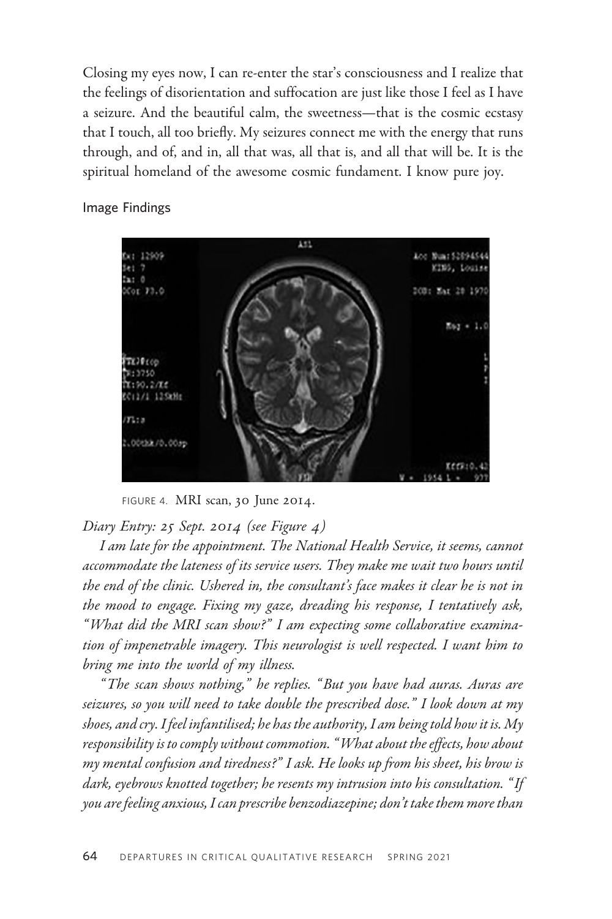Closing my eyes now, I can re-enter the star's consciousness and I realize that the feelings of disorientation and suffocation are just like those I feel as I have a seizure. And the beautiful calm, the sweetness—that is the cosmic ecstasy that I touch, all too briefly. My seizures connect me with the energy that runs through, and of, and in, all that was, all that is, and all that will be. It is the spiritual homeland of the awesome cosmic fundament. I know pure joy.

Image Findings

FIGURE 4. MRI scan, 30 June 2014.

*Diary Entry: 25 Sept. 2014 (see Figure 4)*

*I am late for the appointment. The National Health Service, it seems, cannot accommodate the lateness of its service users. They make me wait two hours until the end of the clinic. Ushered in, the consultant's face makes it clear he is not in the mood to engage. Fixing my gaze, dreading his response, I tentatively ask, "What did the MRI scan show?" I am expecting some collaborative examination of impenetrable imagery. This neurologist is well respected. I want him to bring me into the world of my illness.*

*"The scan shows nothing," he replies. "But you have had auras. Auras are seizures, so you will need to take double the prescribed dose." I look down at my shoes, and cry. I feel infantilised; he has the authority, I am being told how it is. My responsibility is to comply without commotion. "What about the effects, how about my mental confusion and tiredness?" I ask. He looks up from his sheet, his brow is dark, eyebrows knotted together; he resents my intrusion into his consultation. "If you are feeling anxious, I can prescribe benzodiazepine; don't take them more than*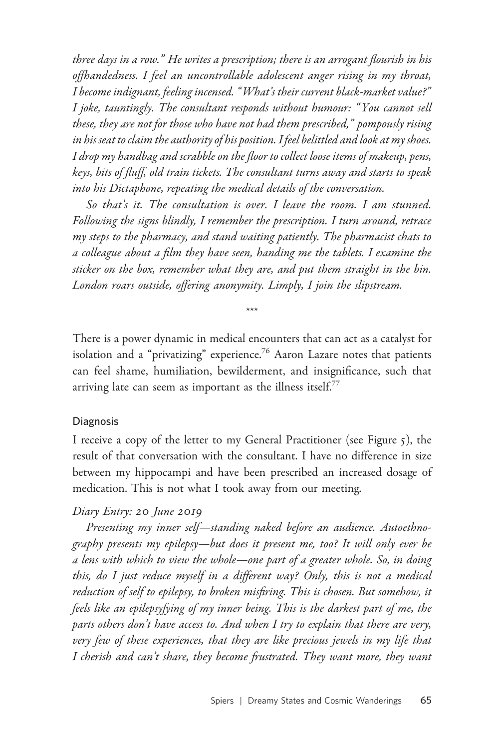*three days in a row." He writes a prescription; there is an arrogant flourish in his offhandedness. I feel an uncontrollable adolescent anger rising in my throat, I become indignant, feeling incensed. "What's their current black-market value?" I joke, tauntingly. The consultant responds without humour: "You cannot sell these, they are not for those who have not had them prescribed," pompously rising in his seat to claim the authority of his position. I feel belittled and look at my shoes. I drop my handbag and scrabble on the floor to collect loose items of makeup, pens, keys, bits of fluff, old train tickets. The consultant turns away and starts to speak into his Dictaphone, repeating the medical details of the conversation.*

*So that's it. The consultation is over. I leave the room. I am stunned. Following the signs blindly, I remember the prescription. I turn around, retrace my steps to the pharmacy, and stand waiting patiently. The pharmacist chats to a colleague about a film they have seen, handing me the tablets. I examine the sticker on the box, remember what they are, and put them straight in the bin. London roars outside, offering anonymity. Limply, I join the slipstream.*

\*\*\*

There is a power dynamic in medical encounters that can act as a catalyst for isolation and a "privatizing" experience.[76] Aaron Lazare notes that patients can feel shame, humiliation, bewilderment, and insignificance, such that arriving late can seem as important as the illness itself.[77]

### Diagnosis

I receive a copy of the letter to my General Practitioner (see Figure 5), the result of that conversation with the consultant. I have no difference in size between my hippocampi and have been prescribed an increased dosage of medication. This is not what I took away from our meeting.

*Diary Entry: 20 June 2019*

*Presenting my inner self—standing naked before an audience. Autoethnography presents my epilepsy—but does it present me, too? It will only ever be a lens with which to view the whole—one part of a greater whole. So, in doing this, do I just reduce myself in a different way? Only, this is not a medical reduction of self to epilepsy, to broken misfiring. This is chosen. But somehow, it feels like an epilepsyfying of my inner being. This is the darkest part of me, the parts others don't have access to. And when I try to explain that there are very, very few of these experiences, that they are like precious jewels in my life that I cherish and can't share, they become frustrated. They want more, they want*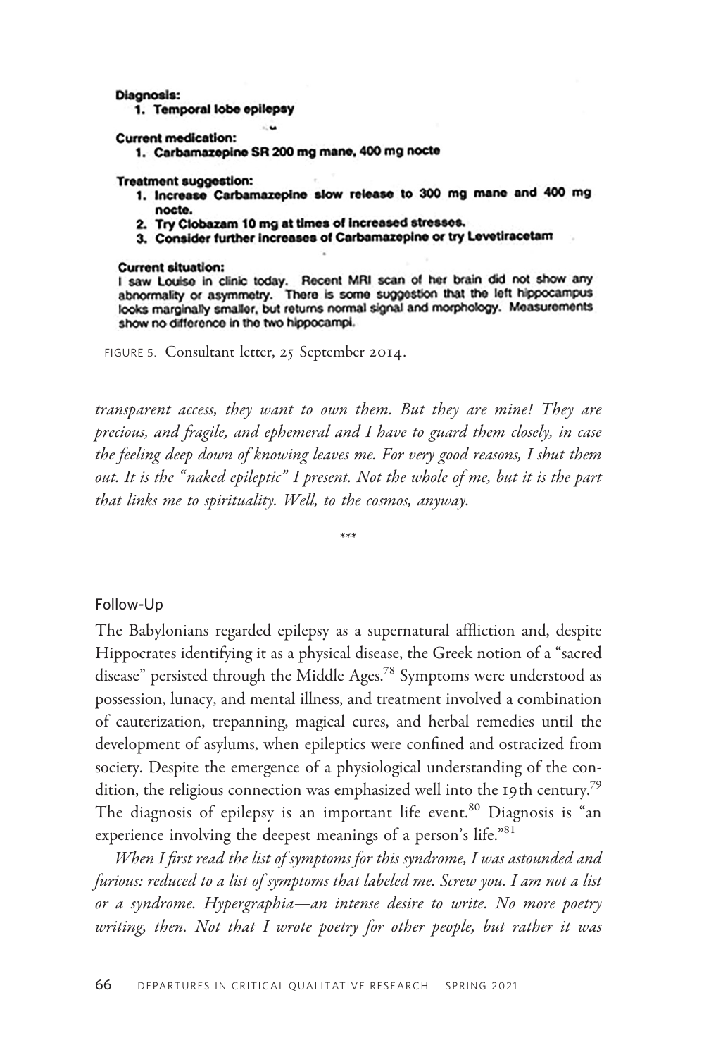**Diagnosis:**
1. **Temporal lobe epilepsy**

**Current medication:**
1. **Carbamazepine SR 200 mg mane, 400 mg nocte**

**Treatment suggestion:**
1. **Increase Carbamazepine slow release to 300 mg mane and 400 mg nocte.**
2. **Try Clobazam 10 mg at times of increased stresses.**
3. **Consider further increases of Carbamazepine or try Levetiracetam**

**Current situation:**

I saw Louise in clinic today. Recent MRI scan of her brain did not show any abnormality or asymmetry. There is some suggestion that the left hippocampus looks marginally smaller, but returns normal signal and morphology. Measurements show no difference in the two hippocampi.

FIGURE 5. Consultant letter, 25 September 2014.

*transparent access, they want to own them. But they are mine! They are precious, and fragile, and ephemeral and I have to guard them closely, in case the feeling deep down of knowing leaves me. For very good reasons, I shut them out. It is the "naked epileptic" I present. Not the whole of me, but it is the part that links me to spirituality. Well, to the cosmos, anyway.*

\*\*\*

## Follow-Up

The Babylonians regarded epilepsy as a supernatural affliction and, despite Hippocrates identifying it as a physical disease, the Greek notion of a "sacred disease" persisted through the Middle Ages.[78] Symptoms were understood as possession, lunacy, and mental illness, and treatment involved a combination of cauterization, trepanning, magical cures, and herbal remedies until the development of asylums, when epileptics were confined and ostracized from society. Despite the emergence of a physiological understanding of the condition, the religious connection was emphasized well into the 19th century.[79] The diagnosis of epilepsy is an important life event.[80] Diagnosis is "an experience involving the deepest meanings of a person's life."[81]

*When I first read the list of symptoms for this syndrome, I was astounded and furious: reduced to a list of symptoms that labeled me. Screw you. I am not a list or a syndrome. Hypergraphia—an intense desire to write. No more poetry writing, then. Not that I wrote poetry for other people, but rather it was*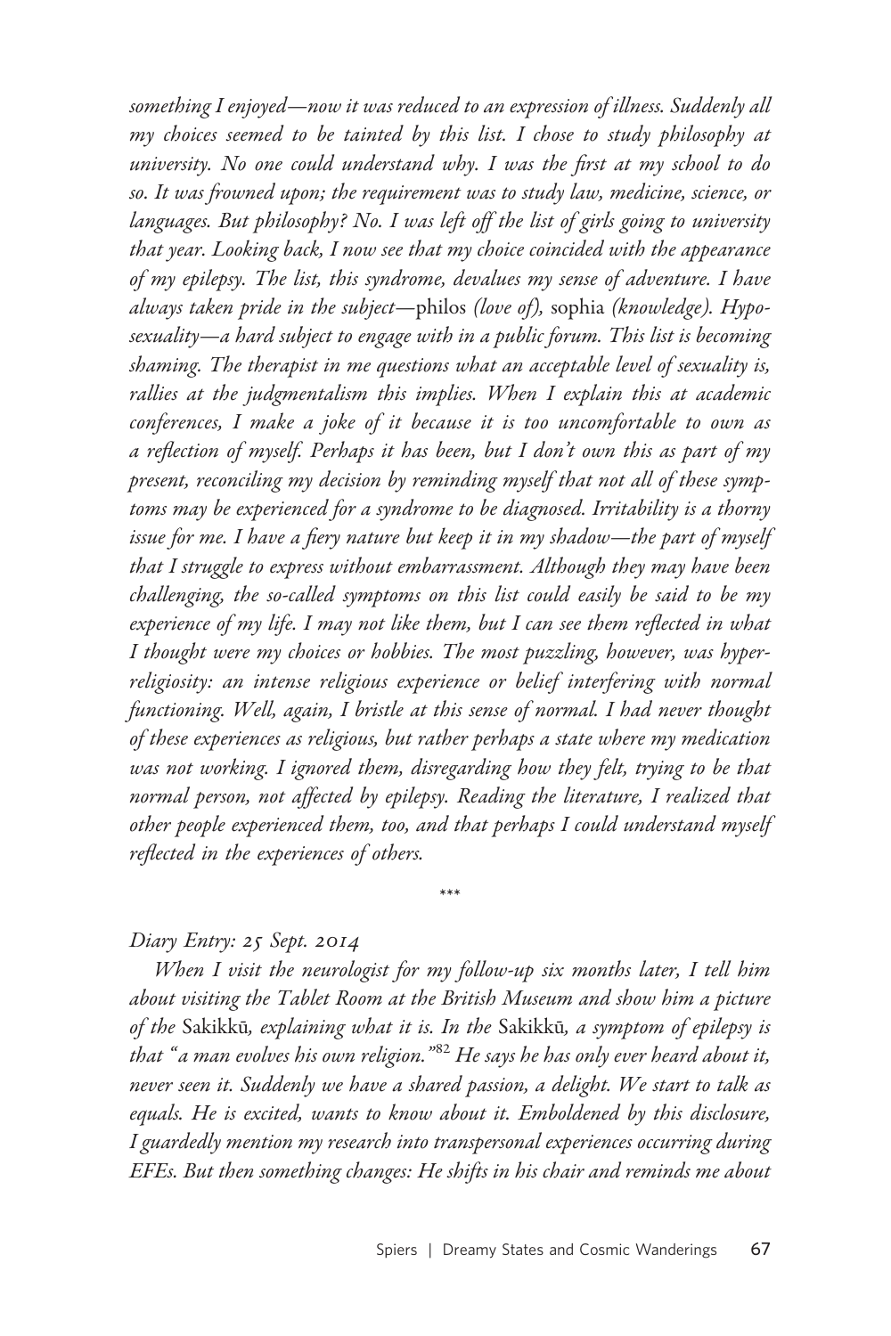*something I enjoyed—now it was reduced to an expression of illness. Suddenly all my choices seemed to be tainted by this list. I chose to study philosophy at university. No one could understand why. I was the first at my school to do so. It was frowned upon; the requirement was to study law, medicine, science, or languages. But philosophy? No. I was left off the list of girls going to university that year. Looking back, I now see that my choice coincided with the appearance of my epilepsy. The list, this syndrome, devalues my sense of adventure. I have always taken pride in the subject—*philos *(love of),* sophia *(knowledge). Hyposexuality—a hard subject to engage with in a public forum. This list is becoming shaming. The therapist in me questions what an acceptable level of sexuality is, rallies at the judgmentalism this implies. When I explain this at academic conferences, I make a joke of it because it is too uncomfortable to own as a reflection of myself. Perhaps it has been, but I don't own this as part of my present, reconciling my decision by reminding myself that not all of these symptoms may be experienced for a syndrome to be diagnosed. Irritability is a thorny issue for me. I have a fiery nature but keep it in my shadow—the part of myself that I struggle to express without embarrassment. Although they may have been challenging, the so-called symptoms on this list could easily be said to be my experience of my life. I may not like them, but I can see them reflected in what I thought were my choices or hobbies. The most puzzling, however, was hyperreligiosity: an intense religious experience or belief interfering with normal functioning. Well, again, I bristle at this sense of normal. I had never thought of these experiences as religious, but rather perhaps a state where my medication was not working. I ignored them, disregarding how they felt, trying to be that normal person, not affected by epilepsy. Reading the literature, I realized that other people experienced them, too, and that perhaps I could understand myself reflected in the experiences of others.*

\*\*\*

*Diary Entry: 25 Sept. 2014*

*When I visit the neurologist for my follow-up six months later, I tell him about visiting the Tablet Room at the British Museum and show him a picture of the* Sakikkū*, explaining what it is. In the* Sakikkū*, a symptom of epilepsy is that "a man evolves his own religion."*[82] *He says he has only ever heard about it, never seen it. Suddenly we have a shared passion, a delight. We start to talk as equals. He is excited, wants to know about it. Emboldened by this disclosure, I guardedly mention my research into transpersonal experiences occurring during EFEs. But then something changes: He shifts in his chair and reminds me about*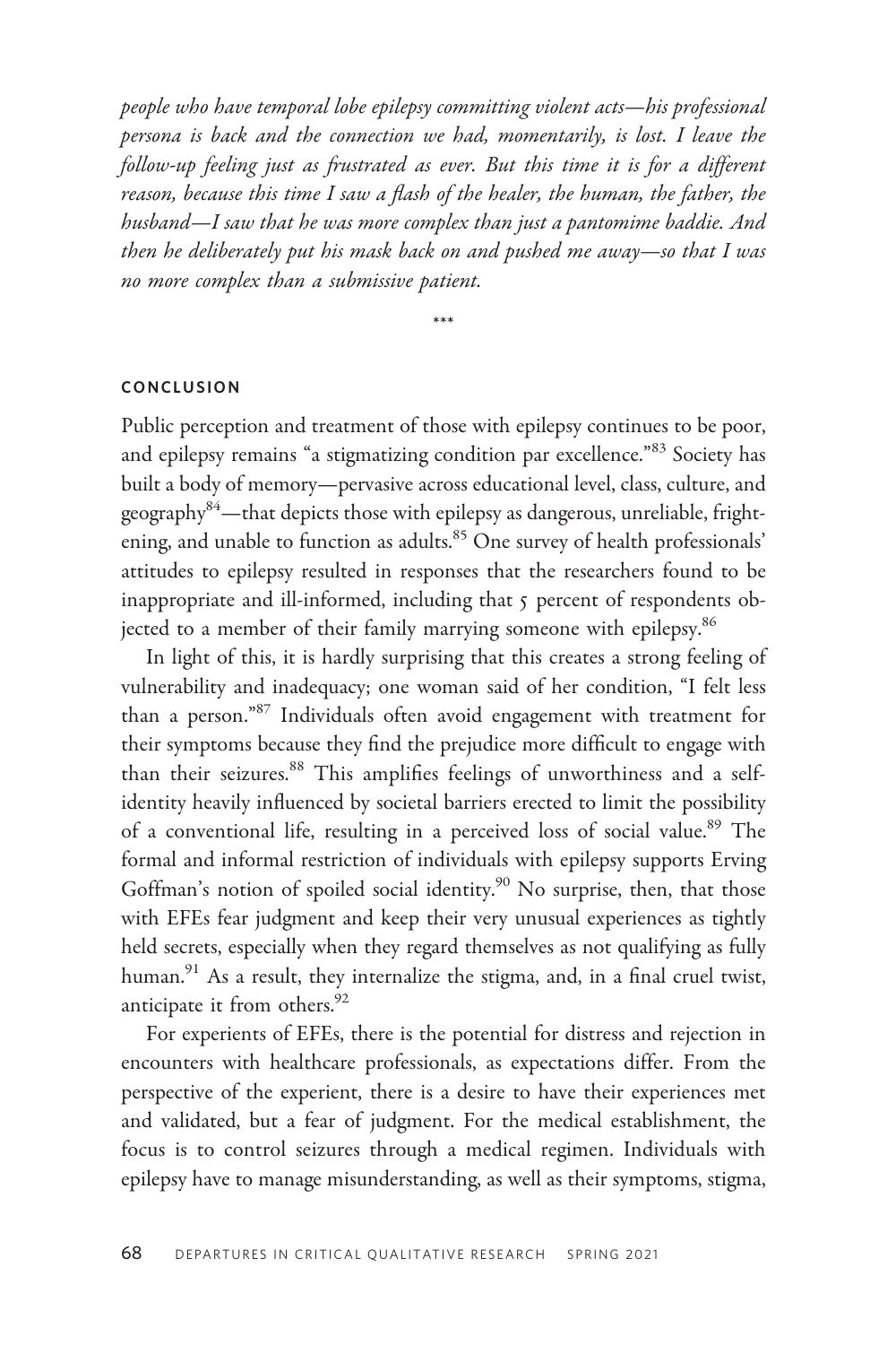*people who have temporal lobe epilepsy committing violent acts—his professional persona is back and the connection we had, momentarily, is lost. I leave the follow-up feeling just as frustrated as ever. But this time it is for a different reason, because this time I saw a flash of the healer, the human, the father, the husband—I saw that he was more complex than just a pantomime baddie. And then he deliberately put his mask back on and pushed me away—so that I was no more complex than a submissive patient.*

\*\*\*

## CONCLUSION

Public perception and treatment of those with epilepsy continues to be poor, and epilepsy remains "a stigmatizing condition par excellence."[83] Society has built a body of memory—pervasive across educational level, class, culture, and geography[84]—that depicts those with epilepsy as dangerous, unreliable, frightening, and unable to function as adults.[85] One survey of health professionals' attitudes to epilepsy resulted in responses that the researchers found to be inappropriate and ill-informed, including that 5 percent of respondents objected to a member of their family marrying someone with epilepsy.[86]

In light of this, it is hardly surprising that this creates a strong feeling of vulnerability and inadequacy; one woman said of her condition, "I felt less than a person."[87] Individuals often avoid engagement with treatment for their symptoms because they find the prejudice more difficult to engage with than their seizures.[88] This amplifies feelings of unworthiness and a self-identity heavily influenced by societal barriers erected to limit the possibility of a conventional life, resulting in a perceived loss of social value.[89] The formal and informal restriction of individuals with epilepsy supports Erving Goffman's notion of spoiled social identity.[90] No surprise, then, that those with EFEs fear judgment and keep their very unusual experiences as tightly held secrets, especially when they regard themselves as not qualifying as fully human.[91] As a result, they internalize the stigma, and, in a final cruel twist, anticipate it from others.[92]

For experients of EFEs, there is the potential for distress and rejection in encounters with healthcare professionals, as expectations differ. From the perspective of the experient, there is a desire to have their experiences met and validated, but a fear of judgment. For the medical establishment, the focus is to control seizures through a medical regimen. Individuals with epilepsy have to manage misunderstanding, as well as their symptoms, stigma,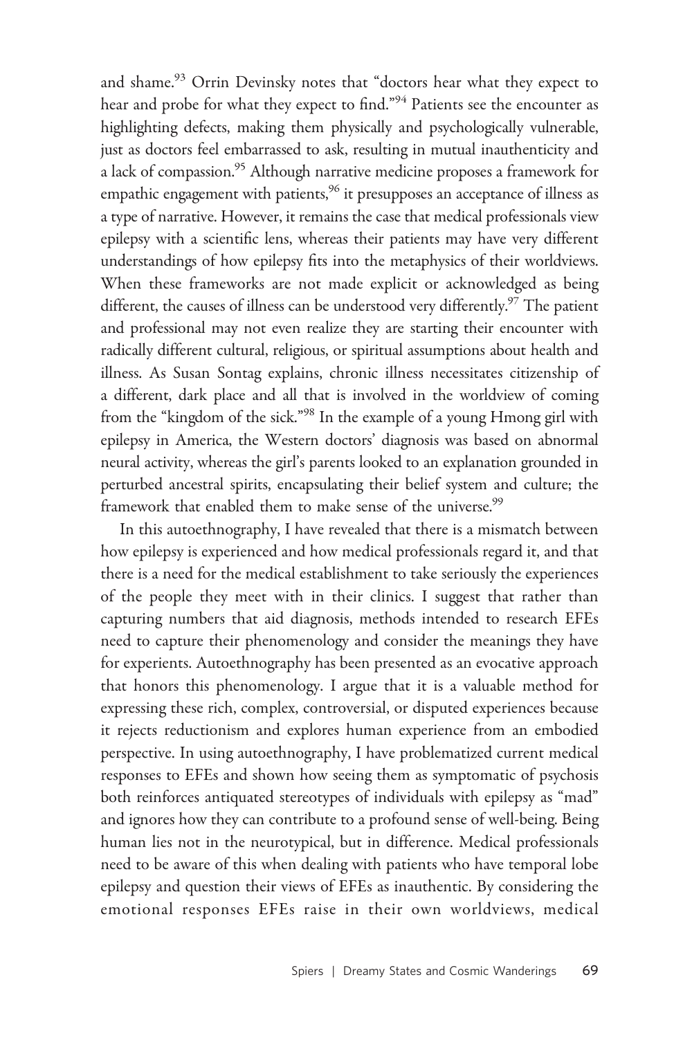and shame.[93] Orrin Devinsky notes that "doctors hear what they expect to hear and probe for what they expect to find."[94] Patients see the encounter as highlighting defects, making them physically and psychologically vulnerable, just as doctors feel embarrassed to ask, resulting in mutual inauthenticity and a lack of compassion.[95] Although narrative medicine proposes a framework for empathic engagement with patients,[96] it presupposes an acceptance of illness as a type of narrative. However, it remains the case that medical professionals view epilepsy with a scientific lens, whereas their patients may have very different understandings of how epilepsy fits into the metaphysics of their worldviews. When these frameworks are not made explicit or acknowledged as being different, the causes of illness can be understood very differently.[97] The patient and professional may not even realize they are starting their encounter with radically different cultural, religious, or spiritual assumptions about health and illness. As Susan Sontag explains, chronic illness necessitates citizenship of a different, dark place and all that is involved in the worldview of coming from the "kingdom of the sick."[98] In the example of a young Hmong girl with epilepsy in America, the Western doctors' diagnosis was based on abnormal neural activity, whereas the girl's parents looked to an explanation grounded in perturbed ancestral spirits, encapsulating their belief system and culture; the framework that enabled them to make sense of the universe.[99]

In this autoethnography, I have revealed that there is a mismatch between how epilepsy is experienced and how medical professionals regard it, and that there is a need for the medical establishment to take seriously the experiences of the people they meet with in their clinics. I suggest that rather than capturing numbers that aid diagnosis, methods intended to research EFEs need to capture their phenomenology and consider the meanings they have for experients. Autoethnography has been presented as an evocative approach that honors this phenomenology. I argue that it is a valuable method for expressing these rich, complex, controversial, or disputed experiences because it rejects reductionism and explores human experience from an embodied perspective. In using autoethnography, I have problematized current medical responses to EFEs and shown how seeing them as symptomatic of psychosis both reinforces antiquated stereotypes of individuals with epilepsy as "mad" and ignores how they can contribute to a profound sense of well-being. Being human lies not in the neurotypical, but in difference. Medical professionals need to be aware of this when dealing with patients who have temporal lobe epilepsy and question their views of EFEs as inauthentic. By considering the emotional responses EFEs raise in their own worldviews, medical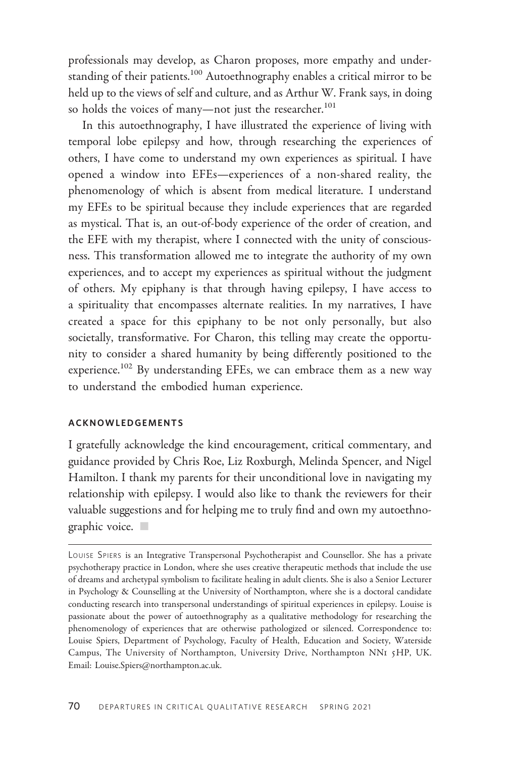professionals may develop, as Charon proposes, more empathy and understanding of their patients.[100] Autoethnography enables a critical mirror to be held up to the views of self and culture, and as Arthur W. Frank says, in doing so holds the voices of many—not just the researcher.[101]

In this autoethnography, I have illustrated the experience of living with temporal lobe epilepsy and how, through researching the experiences of others, I have come to understand my own experiences as spiritual. I have opened a window into EFEs—experiences of a non-shared reality, the phenomenology of which is absent from medical literature. I understand my EFEs to be spiritual because they include experiences that are regarded as mystical. That is, an out-of-body experience of the order of creation, and the EFE with my therapist, where I connected with the unity of consciousness. This transformation allowed me to integrate the authority of my own experiences, and to accept my experiences as spiritual without the judgment of others. My epiphany is that through having epilepsy, I have access to a spirituality that encompasses alternate realities. In my narratives, I have created a space for this epiphany to be not only personally, but also societally, transformative. For Charon, this telling may create the opportunity to consider a shared humanity by being differently positioned to the experience.[102] By understanding EFEs, we can embrace them as a new way to understand the embodied human experience.

## ACKNOWLEDGEMENTS

I gratefully acknowledge the kind encouragement, critical commentary, and guidance provided by Chris Roe, Liz Roxburgh, Melinda Spencer, and Nigel Hamilton. I thank my parents for their unconditional love in navigating my relationship with epilepsy. I would also like to thank the reviewers for their valuable suggestions and for helping me to truly find and own my autoethnographic voice. ■

---

LOUISE SPIERS is an Integrative Transpersonal Psychotherapist and Counsellor. She has a private psychotherapy practice in London, where she uses creative therapeutic methods that include the use of dreams and archetypal symbolism to facilitate healing in adult clients. She is also a Senior Lecturer in Psychology & Counselling at the University of Northampton, where she is a doctoral candidate conducting research into transpersonal understandings of spiritual experiences in epilepsy. Louise is passionate about the power of autoethnography as a qualitative methodology for researching the phenomenology of experiences that are otherwise pathologized or silenced. Correspondence to: Louise Spiers, Department of Psychology, Faculty of Health, Education and Society, Waterside Campus, The University of Northampton, University Drive, Northampton NN1 5HP, UK. Email: Louise.Spiers@northampton.ac.uk.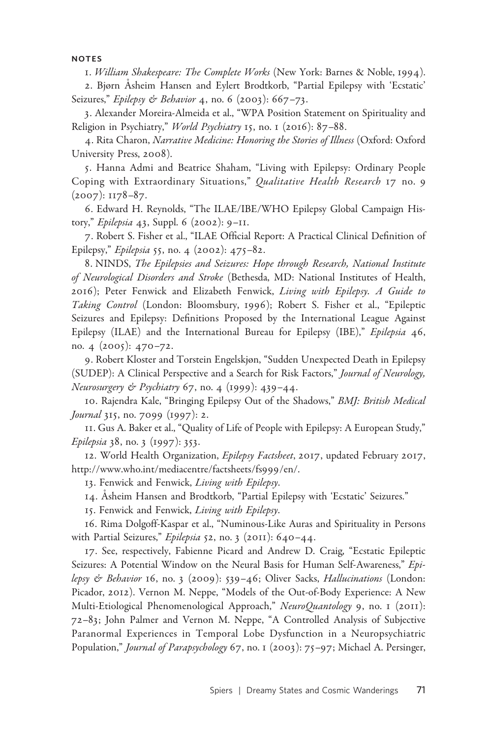## NOTES

1. *William Shakespeare: The Complete Works* (New York: Barnes & Noble, 1994).

2. Bjørn Åsheim Hansen and Eylert Brodtkorb, "Partial Epilepsy with 'Ecstatic' Seizures," *Epilepsy & Behavior* 4, no. 6 (2003): 667–73.

3. Alexander Moreira-Almeida et al., "WPA Position Statement on Spirituality and Religion in Psychiatry," *World Psychiatry* 15, no. 1 (2016): 87–88.

4. Rita Charon, *Narrative Medicine: Honoring the Stories of Illness* (Oxford: Oxford University Press, 2008).

5. Hanna Admi and Beatrice Shaham, "Living with Epilepsy: Ordinary People Coping with Extraordinary Situations," *Qualitative Health Research* 17 no. 9 (2007): 1178–87.

6. Edward H. Reynolds, "The ILAE/IBE/WHO Epilepsy Global Campaign History," *Epilepsia* 43, Suppl. 6 (2002): 9–11.

7. Robert S. Fisher et al., "ILAE Official Report: A Practical Clinical Definition of Epilepsy," *Epilepsia* 55, no. 4 (2002): 475–82.

8. NINDS, *The Epilepsies and Seizures: Hope through Research, National Institute of Neurological Disorders and Stroke* (Bethesda, MD: National Institutes of Health, 2016); Peter Fenwick and Elizabeth Fenwick, *Living with Epilepsy. A Guide to Taking Control* (London: Bloomsbury, 1996); Robert S. Fisher et al., "Epileptic Seizures and Epilepsy: Definitions Proposed by the International League Against Epilepsy (ILAE) and the International Bureau for Epilepsy (IBE)," *Epilepsia* 46, no. 4 (2005): 470–72.

9. Robert Kloster and Torstein Engelskjøn, "Sudden Unexpected Death in Epilepsy (SUDEP): A Clinical Perspective and a Search for Risk Factors," *Journal of Neurology, Neurosurgery & Psychiatry* 67, no. 4 (1999): 439–44.

10. Rajendra Kale, "Bringing Epilepsy Out of the Shadows," *BMJ: British Medical Journal* 315, no. 7099 (1997): 2.

11. Gus A. Baker et al., "Quality of Life of People with Epilepsy: A European Study," *Epilepsia* 38, no. 3 (1997): 353.

12. World Health Organization, *Epilepsy Factsheet*, 2017, updated February 2017, http://www.who.int/mediacentre/factsheets/fs999/en/.

13. Fenwick and Fenwick, *Living with Epilepsy*.

14. Åsheim Hansen and Brodtkorb, "Partial Epilepsy with 'Ecstatic' Seizures."

15. Fenwick and Fenwick, *Living with Epilepsy*.

16. Rima Dolgoff-Kaspar et al., "Numinous-Like Auras and Spirituality in Persons with Partial Seizures," *Epilepsia* 52, no. 3 (2011): 640–44.

17. See, respectively, Fabienne Picard and Andrew D. Craig, "Ecstatic Epileptic Seizures: A Potential Window on the Neural Basis for Human Self-Awareness," *Epilepsy & Behavior* 16, no. 3 (2009): 539–46; Oliver Sacks, *Hallucinations* (London: Picador, 2012). Vernon M. Neppe, "Models of the Out-of-Body Experience: A New Multi-Etiological Phenomenological Approach," *NeuroQuantology* 9, no. 1 (2011): 72–83; John Palmer and Vernon M. Neppe, "A Controlled Analysis of Subjective Paranormal Experiences in Temporal Lobe Dysfunction in a Neuropsychiatric Population," *Journal of Parapsychology* 67, no. 1 (2003): 75–97; Michael A. Persinger,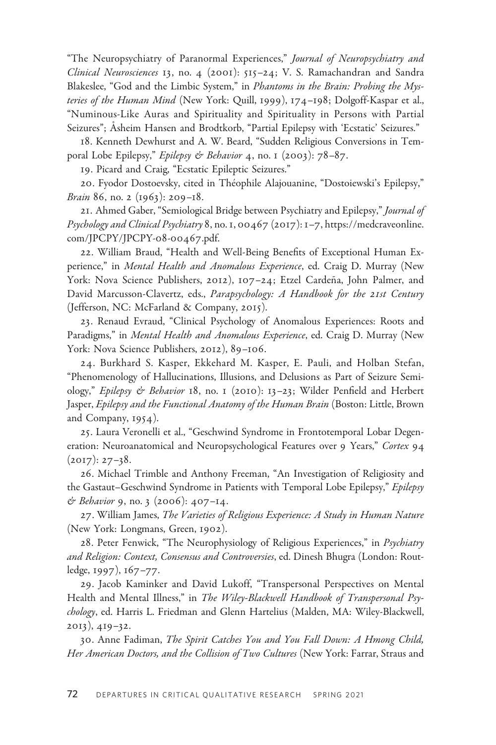"The Neuropsychiatry of Paranormal Experiences," *Journal of Neuropsychiatry and Clinical Neurosciences* 13, no. 4 (2001): 515–24; V. S. Ramachandran and Sandra Blakeslee, "God and the Limbic System," in *Phantoms in the Brain: Probing the Mysteries of the Human Mind* (New York: Quill, 1999), 174–198; Dolgoff-Kaspar et al., "Numinous-Like Auras and Spirituality and Spirituality in Persons with Partial Seizures"; Åsheim Hansen and Brodtkorb, "Partial Epilepsy with 'Ecstatic' Seizures."

18. Kenneth Dewhurst and A. W. Beard, "Sudden Religious Conversions in Temporal Lobe Epilepsy," *Epilepsy & Behavior* 4, no. 1 (2003): 78–87.

19. Picard and Craig, "Ecstatic Epileptic Seizures."

20. Fyodor Dostoevsky, cited in Théophile Alajouanine, "Dostoiewski's Epilepsy," *Brain* 86, no. 2 (1963): 209–18.

21. Ahmed Gaber, "Semiological Bridge between Psychiatry and Epilepsy," *Journal of Psychology and Clinical Psychiatry* 8, no. 1, 00467 (2017): 1–7, https://medcraveonline.com/JPCPY/JPCPY-08-00467.pdf.

22. William Braud, "Health and Well-Being Benefits of Exceptional Human Experience," in *Mental Health and Anomalous Experience*, ed. Craig D. Murray (New York: Nova Science Publishers, 2012), 107–24; Etzel Cardeña, John Palmer, and David Marcusson-Clavertz, eds., *Parapsychology: A Handbook for the 21st Century* (Jefferson, NC: McFarland & Company, 2015).

23. Renaud Evraud, "Clinical Psychology of Anomalous Experiences: Roots and Paradigms," in *Mental Health and Anomalous Experience*, ed. Craig D. Murray (New York: Nova Science Publishers, 2012), 89–106.

24. Burkhard S. Kasper, Ekkehard M. Kasper, E. Pauli, and Holban Stefan, "Phenomenology of Hallucinations, Illusions, and Delusions as Part of Seizure Semiology," *Epilepsy & Behavior* 18, no. 1 (2010): 13–23; Wilder Penfield and Herbert Jasper, *Epilepsy and the Functional Anatomy of the Human Brain* (Boston: Little, Brown and Company, 1954).

25. Laura Veronelli et al., "Geschwind Syndrome in Frontotemporal Lobar Degeneration: Neuroanatomical and Neuropsychological Features over 9 Years," *Cortex* 94 (2017): 27–38.

26. Michael Trimble and Anthony Freeman, "An Investigation of Religiosity and the Gastaut–Geschwind Syndrome in Patients with Temporal Lobe Epilepsy," *Epilepsy & Behavior* 9, no. 3 (2006): 407–14.

27. William James, *The Varieties of Religious Experience: A Study in Human Nature* (New York: Longmans, Green, 1902).

28. Peter Fenwick, "The Neurophysiology of Religious Experiences," in *Psychiatry and Religion: Context, Consensus and Controversies*, ed. Dinesh Bhugra (London: Routledge, 1997), 167–77.

29. Jacob Kaminker and David Lukoff, "Transpersonal Perspectives on Mental Health and Mental Illness," in *The Wiley-Blackwell Handbook of Transpersonal Psychology*, ed. Harris L. Friedman and Glenn Hartelius (Malden, MA: Wiley-Blackwell, 2013), 419–32.

30. Anne Fadiman, *The Spirit Catches You and You Fall Down: A Hmong Child, Her American Doctors, and the Collision of Two Cultures* (New York: Farrar, Straus and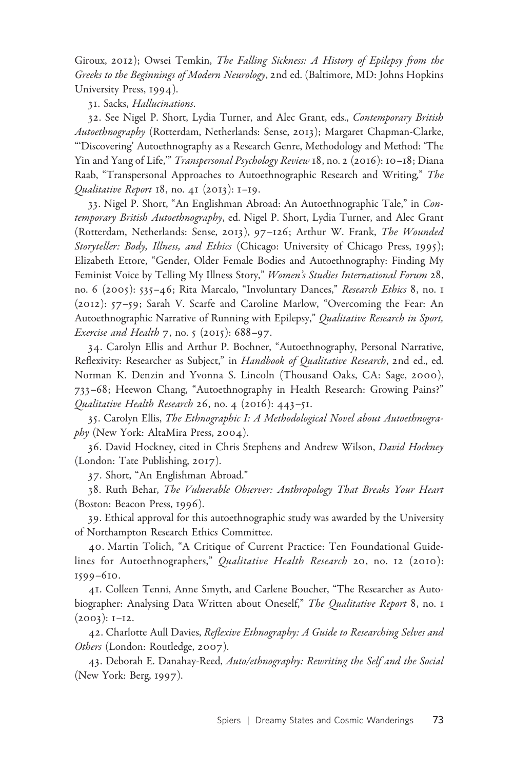Giroux, 2012); Owsei Temkin, *The Falling Sickness: A History of Epilepsy from the Greeks to the Beginnings of Modern Neurology*, 2nd ed. (Baltimore, MD: Johns Hopkins University Press, 1994).

31. Sacks, *Hallucinations*.

32. See Nigel P. Short, Lydia Turner, and Alec Grant, eds., *Contemporary British Autoethnography* (Rotterdam, Netherlands: Sense, 2013); Margaret Chapman-Clarke, "'Discovering' Autoethnography as a Research Genre, Methodology and Method: 'The Yin and Yang of Life,'" *Transpersonal Psychology Review* 18, no. 2 (2016): 10–18; Diana Raab, "Transpersonal Approaches to Autoethnographic Research and Writing," *The Qualitative Report* 18, no. 41 (2013): 1–19.

33. Nigel P. Short, "An Englishman Abroad: An Autoethnographic Tale," in *Contemporary British Autoethnography*, ed. Nigel P. Short, Lydia Turner, and Alec Grant (Rotterdam, Netherlands: Sense, 2013), 97–126; Arthur W. Frank, *The Wounded Storyteller: Body, Illness, and Ethics* (Chicago: University of Chicago Press, 1995); Elizabeth Ettore, "Gender, Older Female Bodies and Autoethnography: Finding My Feminist Voice by Telling My Illness Story," *Women's Studies International Forum* 28, no. 6 (2005): 535–46; Rita Marcalo, "Involuntary Dances," *Research Ethics* 8, no. 1 (2012): 57–59; Sarah V. Scarfe and Caroline Marlow, "Overcoming the Fear: An Autoethnographic Narrative of Running with Epilepsy," *Qualitative Research in Sport, Exercise and Health* 7, no. 5 (2015): 688–97.

34. Carolyn Ellis and Arthur P. Bochner, "Autoethnography, Personal Narrative, Reflexivity: Researcher as Subject," in *Handbook of Qualitative Research*, 2nd ed., ed. Norman K. Denzin and Yvonna S. Lincoln (Thousand Oaks, CA: Sage, 2000), 733–68; Heewon Chang, "Autoethnography in Health Research: Growing Pains?" *Qualitative Health Research* 26, no. 4 (2016): 443–51.

35. Carolyn Ellis, *The Ethnographic I: A Methodological Novel about Autoethnography* (New York: AltaMira Press, 2004).

36. David Hockney, cited in Chris Stephens and Andrew Wilson, *David Hockney* (London: Tate Publishing, 2017).

37. Short, "An Englishman Abroad."

38. Ruth Behar, *The Vulnerable Observer: Anthropology That Breaks Your Heart* (Boston: Beacon Press, 1996).

39. Ethical approval for this autoethnographic study was awarded by the University of Northampton Research Ethics Committee.

40. Martin Tolich, "A Critique of Current Practice: Ten Foundational Guidelines for Autoethnographers," *Qualitative Health Research* 20, no. 12 (2010): 1599–610.

41. Colleen Tenni, Anne Smyth, and Carlene Boucher, "The Researcher as Autobiographer: Analysing Data Written about Oneself," *The Qualitative Report* 8, no. 1 (2003): 1–12.

42. Charlotte Aull Davies, *Reflexive Ethnography: A Guide to Researching Selves and Others* (London: Routledge, 2007).

43. Deborah E. Danahay-Reed, *Auto/ethnography: Rewriting the Self and the Social* (New York: Berg, 1997).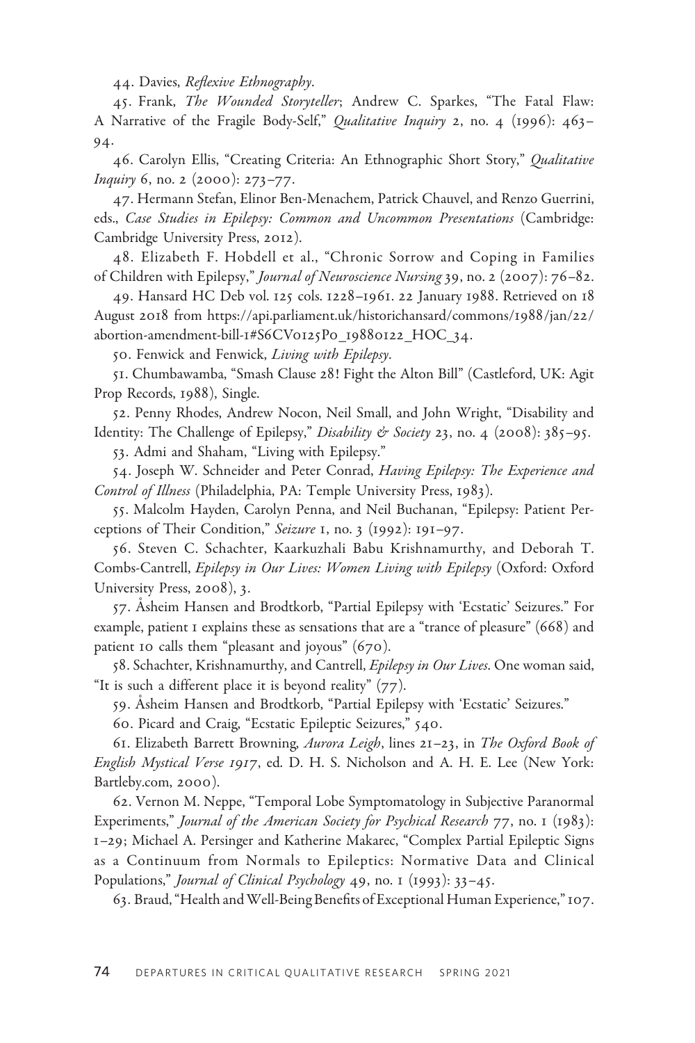44. Davies, *Reflexive Ethnography*.

45. Frank, *The Wounded Storyteller*; Andrew C. Sparkes, "The Fatal Flaw: A Narrative of the Fragile Body-Self," *Qualitative Inquiry* 2, no. 4 (1996): 463–94.

46. Carolyn Ellis, "Creating Criteria: An Ethnographic Short Story," *Qualitative Inquiry* 6, no. 2 (2000): 273–77.

47. Hermann Stefan, Elinor Ben-Menachem, Patrick Chauvel, and Renzo Guerrini, eds., *Case Studies in Epilepsy: Common and Uncommon Presentations* (Cambridge: Cambridge University Press, 2012).

48. Elizabeth F. Hobdell et al., "Chronic Sorrow and Coping in Families of Children with Epilepsy," *Journal of Neuroscience Nursing* 39, no. 2 (2007): 76–82.

49. Hansard HC Deb vol. 125 cols. 1228–1961. 22 January 1988. Retrieved on 18 August 2018 from https://api.parliament.uk/historichansard/commons/1988/jan/22/abortion-amendment-bill-1#S6CV0125P0_19880122_HOC_34.

50. Fenwick and Fenwick, *Living with Epilepsy*.

51. Chumbawamba, "Smash Clause 28! Fight the Alton Bill" (Castleford, UK: Agit Prop Records, 1988), Single.

52. Penny Rhodes, Andrew Nocon, Neil Small, and John Wright, "Disability and Identity: The Challenge of Epilepsy," *Disability & Society* 23, no. 4 (2008): 385–95.

53. Admi and Shaham, "Living with Epilepsy."

54. Joseph W. Schneider and Peter Conrad, *Having Epilepsy: The Experience and Control of Illness* (Philadelphia, PA: Temple University Press, 1983).

55. Malcolm Hayden, Carolyn Penna, and Neil Buchanan, "Epilepsy: Patient Perceptions of Their Condition," *Seizure* 1, no. 3 (1992): 191–97.

56. Steven C. Schachter, Kaarkuzhali Babu Krishnamurthy, and Deborah T. Combs-Cantrell, *Epilepsy in Our Lives: Women Living with Epilepsy* (Oxford: Oxford University Press, 2008), 3.

57. Åsheim Hansen and Brodtkorb, "Partial Epilepsy with 'Ecstatic' Seizures." For example, patient 1 explains these as sensations that are a "trance of pleasure" (668) and patient 10 calls them "pleasant and joyous" (670).

58. Schachter, Krishnamurthy, and Cantrell, *Epilepsy in Our Lives*. One woman said, "It is such a different place it is beyond reality" (77).

59. Åsheim Hansen and Brodtkorb, "Partial Epilepsy with 'Ecstatic' Seizures."

60. Picard and Craig, "Ecstatic Epileptic Seizures," 540.

61. Elizabeth Barrett Browning, *Aurora Leigh*, lines 21–23, in *The Oxford Book of English Mystical Verse 1917*, ed. D. H. S. Nicholson and A. H. E. Lee (New York: Bartleby.com, 2000).

62. Vernon M. Neppe, "Temporal Lobe Symptomatology in Subjective Paranormal Experiments," *Journal of the American Society for Psychical Research* 77, no. 1 (1983): 1–29; Michael A. Persinger and Katherine Makarec, "Complex Partial Epileptic Signs as a Continuum from Normals to Epileptics: Normative Data and Clinical Populations," *Journal of Clinical Psychology* 49, no. 1 (1993): 33–45.

63. Braud, "Health and Well-Being Benefits of Exceptional Human Experience," 107.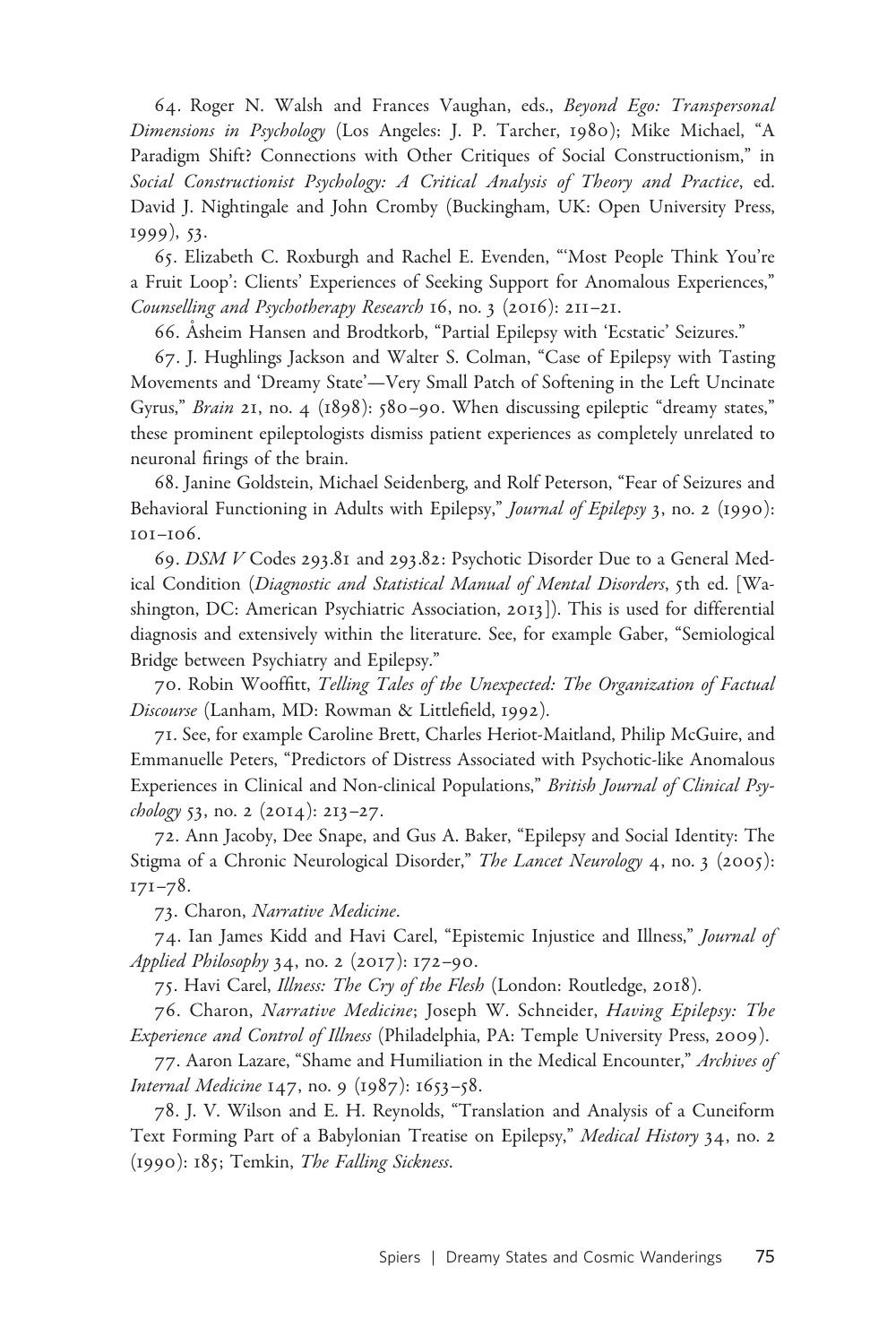64. Roger N. Walsh and Frances Vaughan, eds., *Beyond Ego: Transpersonal Dimensions in Psychology* (Los Angeles: J. P. Tarcher, 1980); Mike Michael, "A Paradigm Shift? Connections with Other Critiques of Social Constructionism," in *Social Constructionist Psychology: A Critical Analysis of Theory and Practice*, ed. David J. Nightingale and John Cromby (Buckingham, UK: Open University Press, 1999), 53.

65. Elizabeth C. Roxburgh and Rachel E. Evenden, "'Most People Think You're a Fruit Loop': Clients' Experiences of Seeking Support for Anomalous Experiences," *Counselling and Psychotherapy Research* 16, no. 3 (2016): 211–21.

66. Åsheim Hansen and Brodtkorb, "Partial Epilepsy with 'Ecstatic' Seizures."

67. J. Hughlings Jackson and Walter S. Colman, "Case of Epilepsy with Tasting Movements and 'Dreamy State'—Very Small Patch of Softening in the Left Uncinate Gyrus," *Brain* 21, no. 4 (1898): 580–90. When discussing epileptic "dreamy states," these prominent epileptologists dismiss patient experiences as completely unrelated to neuronal firings of the brain.

68. Janine Goldstein, Michael Seidenberg, and Rolf Peterson, "Fear of Seizures and Behavioral Functioning in Adults with Epilepsy," *Journal of Epilepsy* 3, no. 2 (1990): 101–106.

69. *DSM V* Codes 293.81 and 293.82: Psychotic Disorder Due to a General Medical Condition (*Diagnostic and Statistical Manual of Mental Disorders*, 5th ed. [Washington, DC: American Psychiatric Association, 2013]). This is used for differential diagnosis and extensively within the literature. See, for example Gaber, "Semiological Bridge between Psychiatry and Epilepsy."

70. Robin Wooffitt, *Telling Tales of the Unexpected: The Organization of Factual Discourse* (Lanham, MD: Rowman & Littlefield, 1992).

71. See, for example Caroline Brett, Charles Heriot-Maitland, Philip McGuire, and Emmanuelle Peters, "Predictors of Distress Associated with Psychotic-like Anomalous Experiences in Clinical and Non-clinical Populations," *British Journal of Clinical Psychology* 53, no. 2 (2014): 213–27.

72. Ann Jacoby, Dee Snape, and Gus A. Baker, "Epilepsy and Social Identity: The Stigma of a Chronic Neurological Disorder," *The Lancet Neurology* 4, no. 3 (2005): 171–78.

73. Charon, *Narrative Medicine*.

74. Ian James Kidd and Havi Carel, "Epistemic Injustice and Illness," *Journal of Applied Philosophy* 34, no. 2 (2017): 172–90.

75. Havi Carel, *Illness: The Cry of the Flesh* (London: Routledge, 2018).

76. Charon, *Narrative Medicine*; Joseph W. Schneider, *Having Epilepsy: The Experience and Control of Illness* (Philadelphia, PA: Temple University Press, 2009).

77. Aaron Lazare, "Shame and Humiliation in the Medical Encounter," *Archives of Internal Medicine* 147, no. 9 (1987): 1653–58.

78. J. V. Wilson and E. H. Reynolds, "Translation and Analysis of a Cuneiform Text Forming Part of a Babylonian Treatise on Epilepsy," *Medical History* 34, no. 2 (1990): 185; Temkin, *The Falling Sickness*.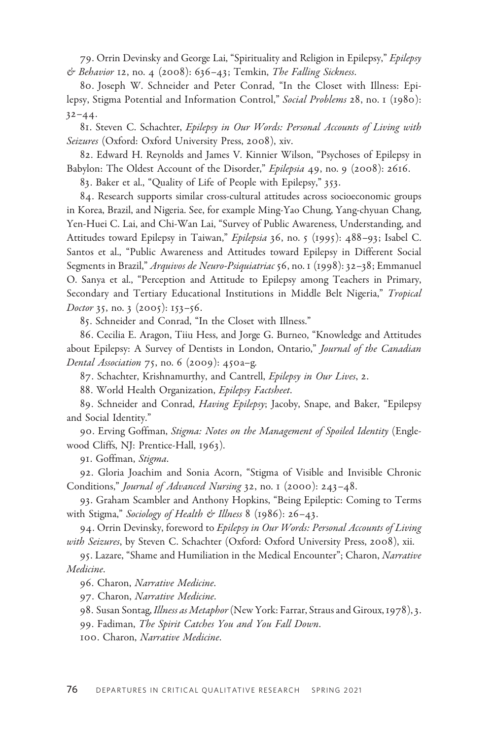79. Orrin Devinsky and George Lai, "Spirituality and Religion in Epilepsy," *Epilepsy & Behavior* 12, no. 4 (2008): 636–43; Temkin, *The Falling Sickness*.

80. Joseph W. Schneider and Peter Conrad, "In the Closet with Illness: Epilepsy, Stigma Potential and Information Control," *Social Problems* 28, no. 1 (1980): 32–44.

81. Steven C. Schachter, *Epilepsy in Our Words: Personal Accounts of Living with Seizures* (Oxford: Oxford University Press, 2008), xiv.

82. Edward H. Reynolds and James V. Kinnier Wilson, "Psychoses of Epilepsy in Babylon: The Oldest Account of the Disorder," *Epilepsia* 49, no. 9 (2008): 2616.

83. Baker et al., "Quality of Life of People with Epilepsy," 353.

84. Research supports similar cross-cultural attitudes across socioeconomic groups in Korea, Brazil, and Nigeria. See, for example Ming-Yao Chung, Yang-chyuan Chang, Yen-Huei C. Lai, and Chi-Wan Lai, "Survey of Public Awareness, Understanding, and Attitudes toward Epilepsy in Taiwan," *Epilepsia* 36, no. 5 (1995): 488–93; Isabel C. Santos et al., "Public Awareness and Attitudes toward Epilepsy in Different Social Segments in Brazil," *Arquivos de Neuro-Psiquiatriac* 56, no. 1 (1998): 32–38; Emmanuel O. Sanya et al., "Perception and Attitude to Epilepsy among Teachers in Primary, Secondary and Tertiary Educational Institutions in Middle Belt Nigeria," *Tropical Doctor* 35, no. 3 (2005): 153–56.

85. Schneider and Conrad, "In the Closet with Illness."

86. Cecilia E. Aragon, Tiiu Hess, and Jorge G. Burneo, "Knowledge and Attitudes about Epilepsy: A Survey of Dentists in London, Ontario," *Journal of the Canadian Dental Association* 75, no. 6 (2009): 450a–g.

87. Schachter, Krishnamurthy, and Cantrell, *Epilepsy in Our Lives*, 2.

88. World Health Organization, *Epilepsy Factsheet*.

89. Schneider and Conrad, *Having Epilepsy*; Jacoby, Snape, and Baker, "Epilepsy and Social Identity."

90. Erving Goffman, *Stigma: Notes on the Management of Spoiled Identity* (Englewood Cliffs, NJ: Prentice-Hall, 1963).

91. Goffman, *Stigma*.

92. Gloria Joachim and Sonia Acorn, "Stigma of Visible and Invisible Chronic Conditions," *Journal of Advanced Nursing* 32, no. 1 (2000): 243–48.

93. Graham Scambler and Anthony Hopkins, "Being Epileptic: Coming to Terms with Stigma," *Sociology of Health & Illness* 8 (1986): 26–43.

94. Orrin Devinsky, foreword to *Epilepsy in Our Words: Personal Accounts of Living with Seizures*, by Steven C. Schachter (Oxford: Oxford University Press, 2008), xii.

95. Lazare, "Shame and Humiliation in the Medical Encounter"; Charon, *Narrative Medicine*.

96. Charon, *Narrative Medicine*.

97. Charon, *Narrative Medicine*.

98. Susan Sontag, *Illness as Metaphor* (New York: Farrar, Straus and Giroux, 1978), 3.

99. Fadiman, *The Spirit Catches You and You Fall Down*.

100. Charon, *Narrative Medicine*.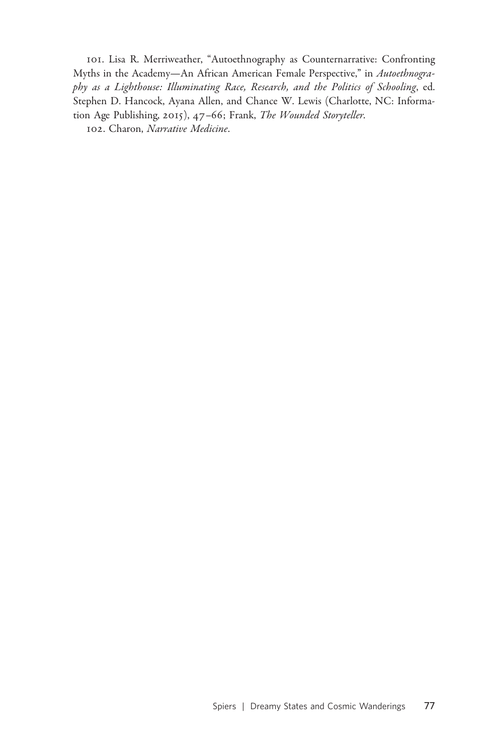101. Lisa R. Merriweather, "Autoethnography as Counternarrative: Confronting Myths in the Academy—An African American Female Perspective," in *Autoethnography as a Lighthouse: Illuminating Race, Research, and the Politics of Schooling*, ed. Stephen D. Hancock, Ayana Allen, and Chance W. Lewis (Charlotte, NC: Information Age Publishing, 2015), 47–66; Frank, *The Wounded Storyteller*.

102. Charon, *Narrative Medicine*.